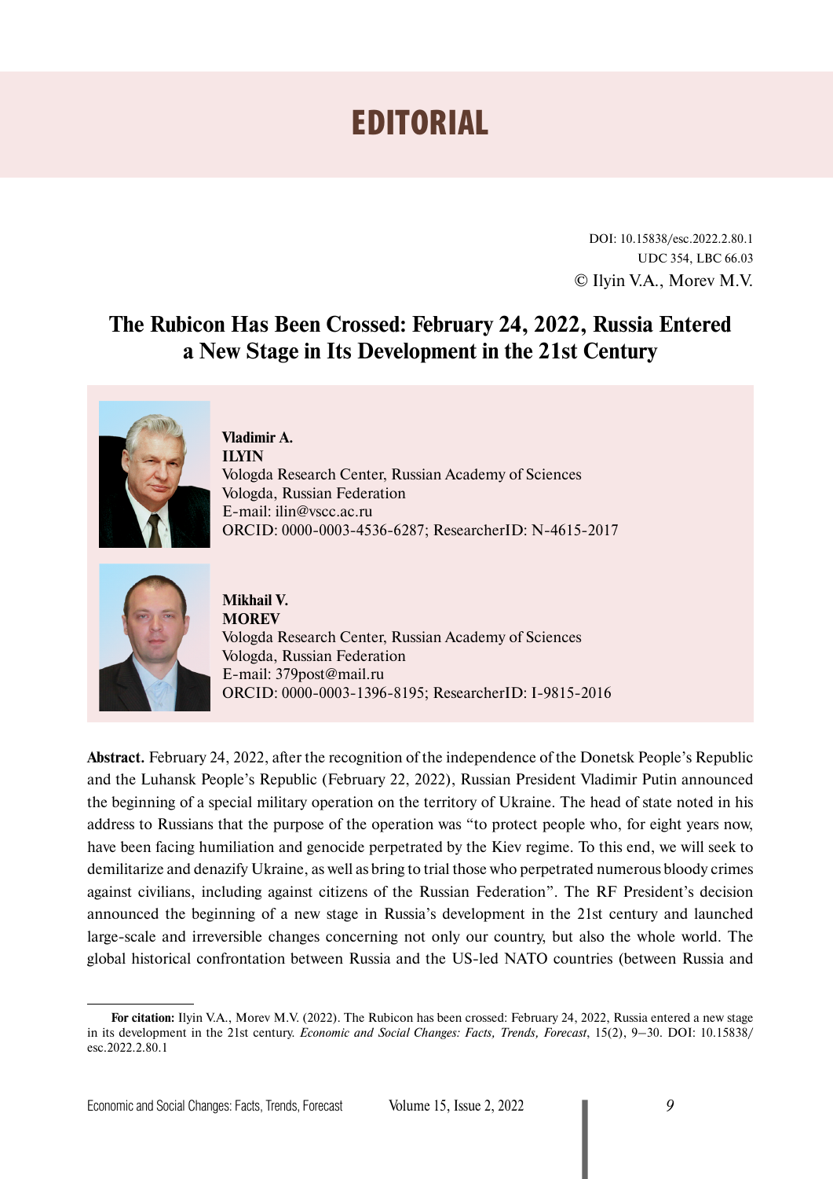# EDITORIAL

DOI: 10.15838/esc.2022.2.80.1
UDC 354, LBC 66.03
© Ilyin V.A., Morev M.V.

## The Rubicon Has Been Crossed: February 24, 2022, Russia Entered a New Stage in Its Development in the 21st Century

**Vladimir A. ILYIN**
Vologda Research Center, Russian Academy of Sciences
Vologda, Russian Federation
E-mail: ilin@vscc.ac.ru
ORCID: 0000-0003-4536-6287; ResearcherID: N-4615-2017

**Mikhail V. MOREV**
Vologda Research Center, Russian Academy of Sciences
Vologda, Russian Federation
E-mail: 379post@mail.ru
ORCID: 0000-0003-1396-8195; ResearcherID: I-9815-2016

**Abstract.** February 24, 2022, after the recognition of the independence of the Donetsk People's Republic and the Luhansk People's Republic (February 22, 2022), Russian President Vladimir Putin announced the beginning of a special military operation on the territory of Ukraine. The head of state noted in his address to Russians that the purpose of the operation was "to protect people who, for eight years now, have been facing humiliation and genocide perpetrated by the Kiev regime. To this end, we will seek to demilitarize and denazify Ukraine, as well as bring to trial those who perpetrated numerous bloody crimes against civilians, including against citizens of the Russian Federation". The RF President's decision announced the beginning of a new stage in Russia's development in the 21st century and launched large-scale and irreversible changes concerning not only our country, but also the whole world. The global historical confrontation between Russia and the US-led NATO countries (between Russia and

**For citation:** Ilyin V.A., Morev M.V. (2022). The Rubicon has been crossed: February 24, 2022, Russia entered a new stage in its development in the 21st century. *Economic and Social Changes: Facts, Trends, Forecast*, 15(2), 9–30. DOI: 10.15838/esc.2022.2.80.1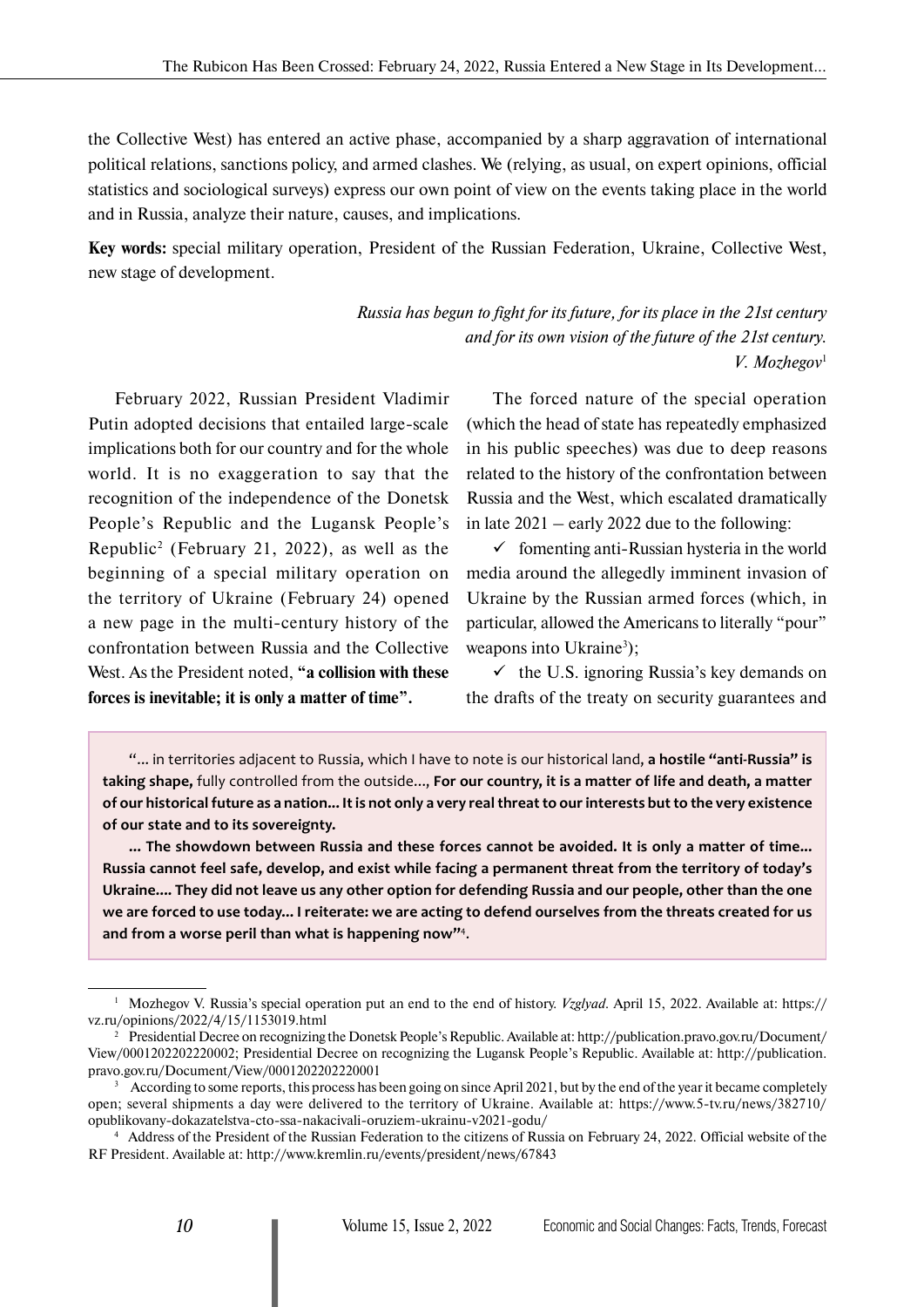the Collective West) has entered an active phase, accompanied by a sharp aggravation of international political relations, sanctions policy, and armed clashes. We (relying, as usual, on expert opinions, official statistics and sociological surveys) express our own point of view on the events taking place in the world and in Russia, analyze their nature, causes, and implications.

**Key words:** special military operation, President of the Russian Federation, Ukraine, Collective West, new stage of development.

> *Russia has begun to fight for its future, for its place in the 21st century and for its own vision of the future of the 21st century.*
> *V. Mozhegov*[1]

February 2022, Russian President Vladimir Putin adopted decisions that entailed large-scale implications both for our country and for the whole world. It is no exaggeration to say that the recognition of the independence of the Donetsk People's Republic and the Lugansk People's Republic[2] (February 21, 2022), as well as the beginning of a special military operation on the territory of Ukraine (February 24) opened a new page in the multi-century history of the confrontation between Russia and the Collective West. As the President noted, **"a collision with these forces is inevitable; it is only a matter of time"**.

The forced nature of the special operation (which the head of state has repeatedly emphasized in his public speeches) was due to deep reasons related to the history of the confrontation between Russia and the West, which escalated dramatically in late 2021 – early 2022 due to the following:

✓ fomenting anti-Russian hysteria in the world media around the allegedly imminent invasion of Ukraine by the Russian armed forces (which, in particular, allowed the Americans to literally "pour" weapons into Ukraine[3]);

✓ the U.S. ignoring Russia's key demands on the drafts of the treaty on security guarantees and

> "... in territories adjacent to Russia, which I have to note is our historical land, **a hostile "anti-Russia" is taking shape,** fully controlled from the outside..., **For our country, it is a matter of life and death, a matter of our historical future as a nation... It is not only a very real threat to our interests but to the very existence of our state and to its sovereignty.**
>
> **... The showdown between Russia and these forces cannot be avoided. It is only a matter of time... Russia cannot feel safe, develop, and exist while facing a permanent threat from the territory of today's Ukraine.... They did not leave us any other option for defending Russia and our people, other than the one we are forced to use today... I reiterate: we are acting to defend ourselves from the threats created for us and from a worse peril than what is happening now"**[4].

---

[1] Mozhegov V. Russia's special operation put an end to the end of history. *Vzglyad*. April 15, 2022. Available at: https://vz.ru/opinions/2022/4/15/1153019.html

[2] Presidential Decree on recognizing the Donetsk People's Republic. Available at: http://publication.pravo.gov.ru/Document/View/0001202202220002; Presidential Decree on recognizing the Lugansk People's Republic. Available at: http://publication.pravo.gov.ru/Document/View/0001202202220001

[3] According to some reports, this process has been going on since April 2021, but by the end of the year it became completely open; several shipments a day were delivered to the territory of Ukraine. Available at: https://www.5-tv.ru/news/382710/opublikovany-dokazatelstva-cto-ssa-nakacivali-oruziem-ukrainu-v2021-godu/

[4] Address of the President of the Russian Federation to the citizens of Russia on February 24, 2022. Official website of the RF President. Available at: http://www.kremlin.ru/events/president/news/67843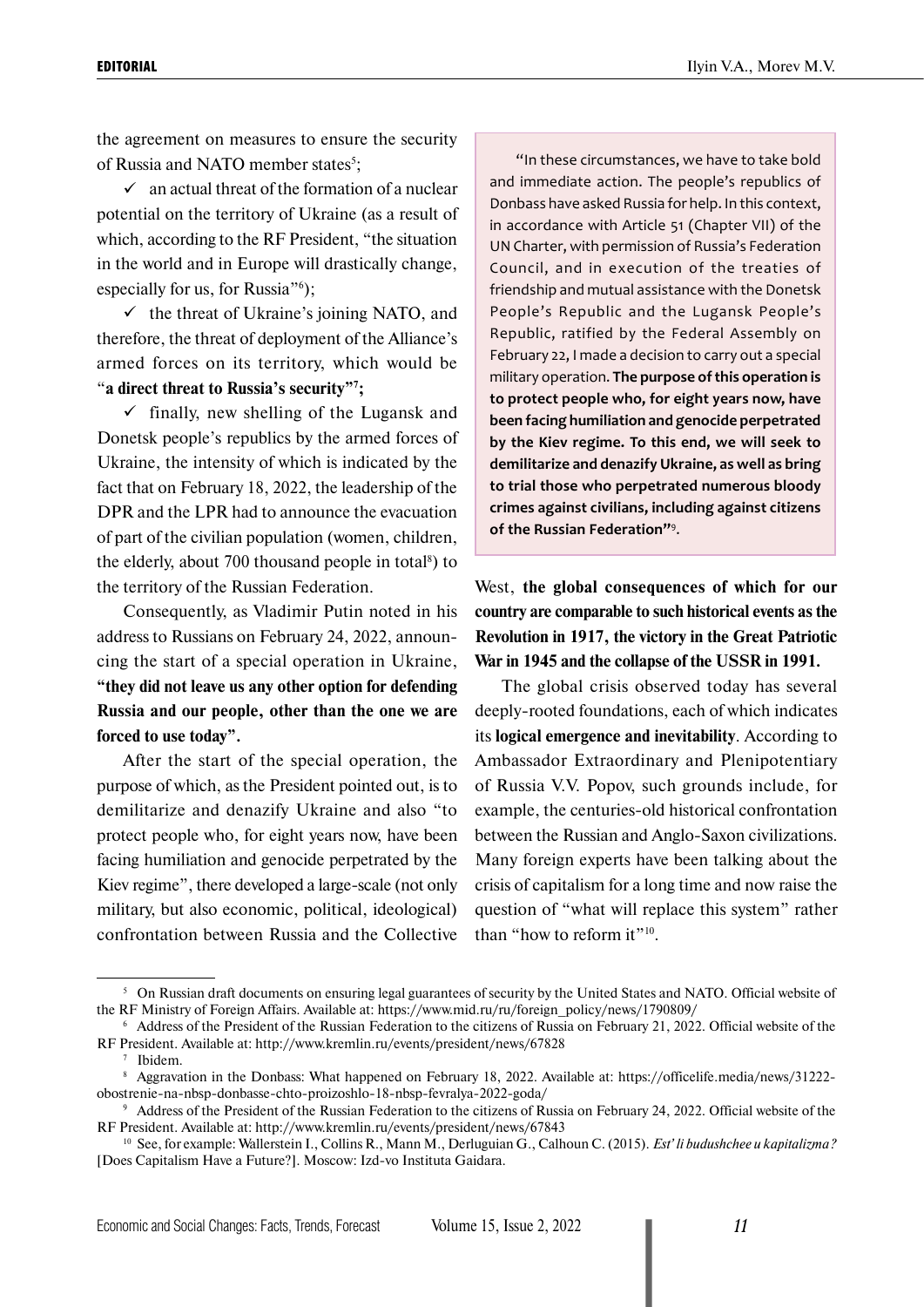the agreement on measures to ensure the security of Russia and NATO member states[5];

✓ an actual threat of the formation of a nuclear potential on the territory of Ukraine (as a result of which, according to the RF President, "the situation in the world and in Europe will drastically change, especially for us, for Russia"[6]);

✓ the threat of Ukraine's joining NATO, and therefore, the threat of deployment of the Alliance's armed forces on its territory, which would be "**a direct threat to Russia's security"[7];**

✓ finally, new shelling of the Lugansk and Donetsk people's republics by the armed forces of Ukraine, the intensity of which is indicated by the fact that on February 18, 2022, the leadership of the DPR and the LPR had to announce the evacuation of part of the civilian population (women, children, the elderly, about 700 thousand people in total[8]) to the territory of the Russian Federation.

Consequently, as Vladimir Putin noted in his address to Russians on February 24, 2022, announcing the start of a special operation in Ukraine, **"they did not leave us any other option for defending Russia and our people, other than the one we are forced to use today".**

> "In these circumstances, we have to take bold and immediate action. The people's republics of Donbass have asked Russia for help. In this context, in accordance with Article 51 (Chapter VII) of the UN Charter, with permission of Russia's Federation Council, and in execution of the treaties of friendship and mutual assistance with the Donetsk People's Republic and the Lugansk People's Republic, ratified by the Federal Assembly on February 22, I made a decision to carry out a special military operation. **The purpose of this operation is to protect people who, for eight years now, have been facing humiliation and genocide perpetrated by the Kiev regime. To this end, we will seek to demilitarize and denazify Ukraine, as well as bring to trial those who perpetrated numerous bloody crimes against civilians, including against citizens of the Russian Federation"**[9].

After the start of the special operation, the purpose of which, as the President pointed out, is to demilitarize and denazify Ukraine and also "to protect people who, for eight years now, have been facing humiliation and genocide perpetrated by the Kiev regime", there developed a large-scale (not only military, but also economic, political, ideological) confrontation between Russia and the Collective West, **the global consequences of which for our country are comparable to such historical events as the Revolution in 1917, the victory in the Great Patriotic War in 1945 and the collapse of the USSR in 1991.**

The global crisis observed today has several deeply-rooted foundations, each of which indicates its **logical emergence and inevitability**. According to Ambassador Extraordinary and Plenipotentiary of Russia V.V. Popov, such grounds include, for example, the centuries-old historical confrontation between the Russian and Anglo-Saxon civilizations. Many foreign experts have been talking about the crisis of capitalism for a long time and now raise the question of "what will replace this system" rather than "how to reform it"[10].

---

[5] On Russian draft documents on ensuring legal guarantees of security by the United States and NATO. Official website of the RF Ministry of Foreign Affairs. Available at: https://www.mid.ru/ru/foreign_policy/news/1790809/

[6] Address of the President of the Russian Federation to the citizens of Russia on February 21, 2022. Official website of the RF President. Available at: http://www.kremlin.ru/events/president/news/67828

[7] Ibidem.

[8] Aggravation in the Donbass: What happened on February 18, 2022. Available at: https://officelife.media/news/31222-obostrenie-na-nbsp-donbasse-chto-proizoshlo-18-nbsp-fevralya-2022-goda/

[9] Address of the President of the Russian Federation to the citizens of Russia on February 24, 2022. Official website of the RF President. Available at: http://www.kremlin.ru/events/president/news/67843

[10] See, for example: Wallerstein I., Collins R., Mann M., Derluguian G., Calhoun C. (2015). *Est' li budushchee u kapitalizma?* [Does Capitalism Have a Future?]. Moscow: Izd-vo Instituta Gaidara.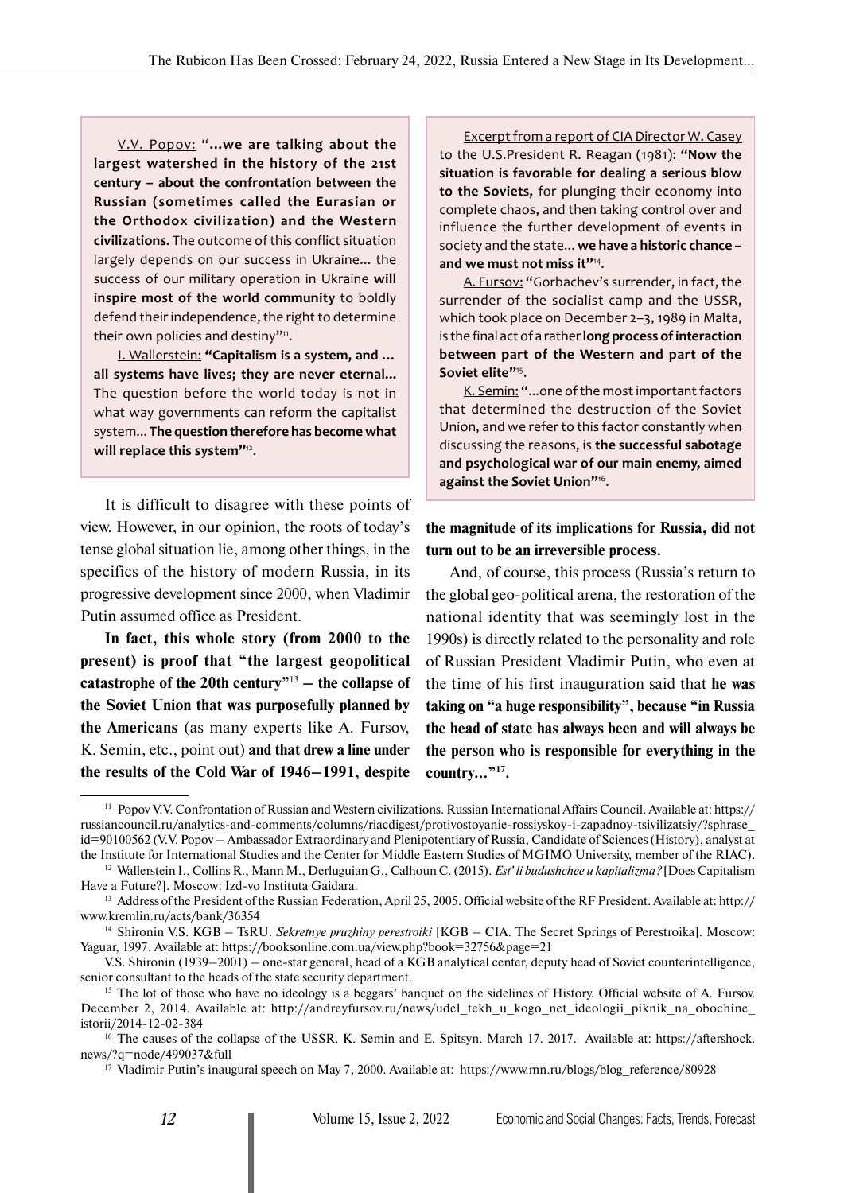V.V. Popov: "**...we are talking about the largest watershed in the history of the 21st century – about the confrontation between the Russian (sometimes called the Eurasian or the Orthodox civilization) and the Western civilizations.** The outcome of this conflict situation largely depends on our success in Ukraine... the success of our military operation in Ukraine **will inspire most of the world community** to boldly defend their independence, the right to determine their own policies and destiny"[11].

I. Wallerstein: **"Capitalism is a system, and ... all systems have lives; they are never eternal...** The question before the world today is not in what way governments can reform the capitalist system... **The question therefore has become what will replace this system"**[12].

It is difficult to disagree with these points of view. However, in our opinion, the roots of today's tense global situation lie, among other things, in the specifics of the history of modern Russia, in its progressive development since 2000, when Vladimir Putin assumed office as President.

**In fact, this whole story (from 2000 to the present) is proof that "the largest geopolitical catastrophe of the 20th century"**[13] **– the collapse of the Soviet Union that was purposefully planned by the Americans** (as many experts like A. Fursov, K. Semin, etc., point out) **and that drew a line under the results of the Cold War of 1946–1991, despite**

Excerpt from a report of CIA Director W. Casey to the U.S.President R. Reagan (1981): **"Now the situation is favorable for dealing a serious blow to the Soviets,** for plunging their economy into complete chaos, and then taking control over and influence the further development of events in society and the state... **we have a historic chance – and we must not miss it"**[14].

A. Fursov: "Gorbachev's surrender, in fact, the surrender of the socialist camp and the USSR, which took place on December 2–3, 1989 in Malta, is the final act of a rather **long process of interaction between part of the Western and part of the Soviet elite"**[15].

K. Semin: "...one of the most important factors that determined the destruction of the Soviet Union, and we refer to this factor constantly when discussing the reasons, is **the successful sabotage and psychological war of our main enemy, aimed against the Soviet Union"**[16].

**the magnitude of its implications for Russia, did not turn out to be an irreversible process.**

And, of course, this process (Russia's return to the global geo-political arena, the restoration of the national identity that was seemingly lost in the 1990s) is directly related to the personality and role of Russian President Vladimir Putin, who even at the time of his first inauguration said that **he was taking on "a huge responsibility", because "in Russia the head of state has always been and will always be the person who is responsible for everything in the country..."**[17]**.**

---

[11] Popov V.V. Confrontation of Russian and Western civilizations. Russian International Affairs Council. Available at: https://russiancouncil.ru/analytics-and-comments/columns/riacdigest/protivostoyanie-rossiyskoy-i-zapadnoy-tsivilizatsiy/?sphrase_id=90100562 (V.V. Popov – Ambassador Extraordinary and Plenipotentiary of Russia, Candidate of Sciences (History), analyst at the Institute for International Studies and the Center for Middle Eastern Studies of MGIMO University, member of the RIAC).

[12] Wallerstein I., Collins R., Mann M., Derluguian G., Calhoun C. (2015). *Est' li budushchee u kapitalizma?* [Does Capitalism Have a Future?]. Moscow: Izd-vo Instituta Gaidara.

[13] Address of the President of the Russian Federation, April 25, 2005. Official website of the RF President. Available at: http://www.kremlin.ru/acts/bank/36354

[14] Shironin V.S. KGB – TsRU. *Sekretnye pruzhiny perestroiki* [KGB – CIA. The Secret Springs of Perestroika]. Moscow: Yaguar, 1997. Available at: https://booksonline.com.ua/view.php?book=32756&page=21

V.S. Shironin (1939–2001) – one-star general, head of a KGB analytical center, deputy head of Soviet counterintelligence, senior consultant to the heads of the state security department.

[15] The lot of those who have no ideology is a beggars' banquet on the sidelines of History. Official website of A. Fursov. December 2, 2014. Available at: http://andreyfursov.ru/news/udel_tekh_u_kogo_net_ideologii_piknik_na_obochine_istorii/2014-12-02-384

[16] The causes of the collapse of the USSR. K. Semin and E. Spitsyn. March 17. 2017. Available at: https://aftershock.news/?q=node/499037&full

[17] Vladimir Putin's inaugural speech on May 7, 2000. Available at: https://www.mn.ru/blogs/blog_reference/80928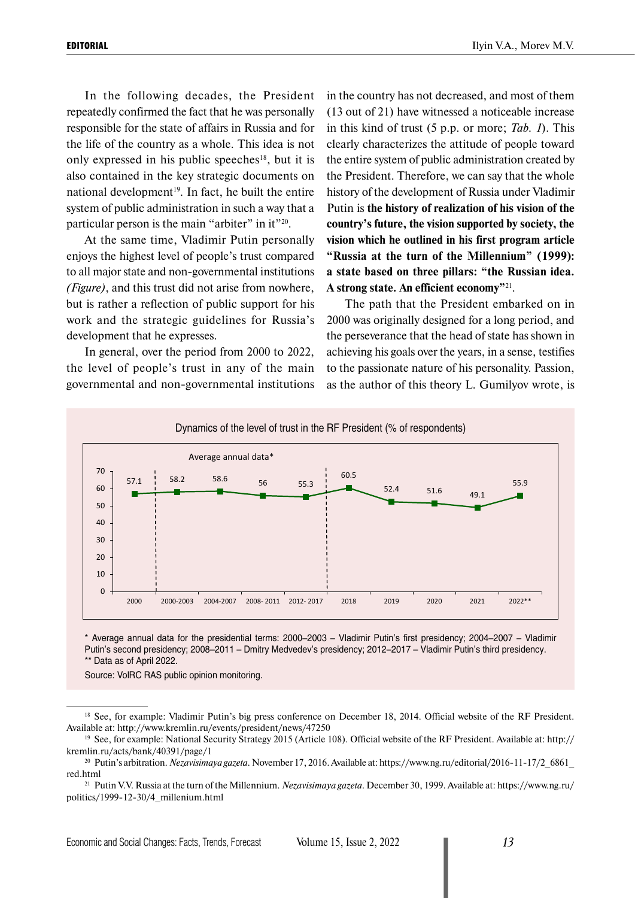In the following decades, the President repeatedly confirmed the fact that he was personally responsible for the state of affairs in Russia and for the life of the country as a whole. This idea is not only expressed in his public speeches[18], but it is also contained in the key strategic documents on national development[19]. In fact, he built the entire system of public administration in such a way that a particular person is the main "arbiter" in it"[20].

At the same time, Vladimir Putin personally enjoys the highest level of people's trust compared to all major state and non-governmental institutions *(Figure)*, and this trust did not arise from nowhere, but is rather a reflection of public support for his work and the strategic guidelines for Russia's development that he expresses.

In general, over the period from 2000 to 2022, the level of people's trust in any of the main governmental and non-governmental institutions in the country has not decreased, and most of them (13 out of 21) have witnessed a noticeable increase in this kind of trust (5 p.p. or more; *Tab. 1*). This clearly characterizes the attitude of people toward the entire system of public administration created by the President. Therefore, we can say that the whole history of the development of Russia under Vladimir Putin is **the history of realization of his vision of the country's future, the vision supported by society, the vision which he outlined in his first program article "Russia at the turn of the Millennium" (1999): a state based on three pillars: "the Russian idea. A strong state. An efficient economy"**[21].

The path that the President embarked on in 2000 was originally designed for a long period, and the perseverance that the head of state has shown in achieving his goals over the years, in a sense, testifies to the passionate nature of his personality. Passion, as the author of this theory L. Gumilyov wrote, is

Dynamics of the level of trust in the RF President (% of respondents)

| Period | 2000 | 2000-2003 | 2004-2007 | 2008- 2011 | 2012- 2017 | 2018 | 2019 | 2020 | 2021 | 2022** |
|---|---|---|---|---|---|---|---|---|---|---|
| Trust, % | 57.1 | 58.2 | 58.6 | 56 | 55.3 | 60.5 | 52.4 | 51.6 | 49.1 | 55.9 |

Average annual data* covers 2000-2003 through 2012-2017.

\* Average annual data for the presidential terms: 2000–2003 – Vladimir Putin's first presidency; 2004–2007 – Vladimir Putin's second presidency; 2008–2011 – Dmitry Medvedev's presidency; 2012–2017 – Vladimir Putin's third presidency.
\** Data as of April 2022.

Source: VolRC RAS public opinion monitoring.

---

[18] See, for example: Vladimir Putin's big press conference on December 18, 2014. Official website of the RF President. Available at: http://www.kremlin.ru/events/president/news/47250

[19] See, for example: National Security Strategy 2015 (Article 108). Official website of the RF President. Available at: http://kremlin.ru/acts/bank/40391/page/1

[20] Putin's arbitration. *Nezavisimaya gazeta*. November 17, 2016. Available at: https://www.ng.ru/editorial/2016-11-17/2_6861_red.html

[21] Putin V.V. Russia at the turn of the Millennium. *Nezavisimaya gazeta*. December 30, 1999. Available at: https://www.ng.ru/politics/1999-12-30/4_millenium.html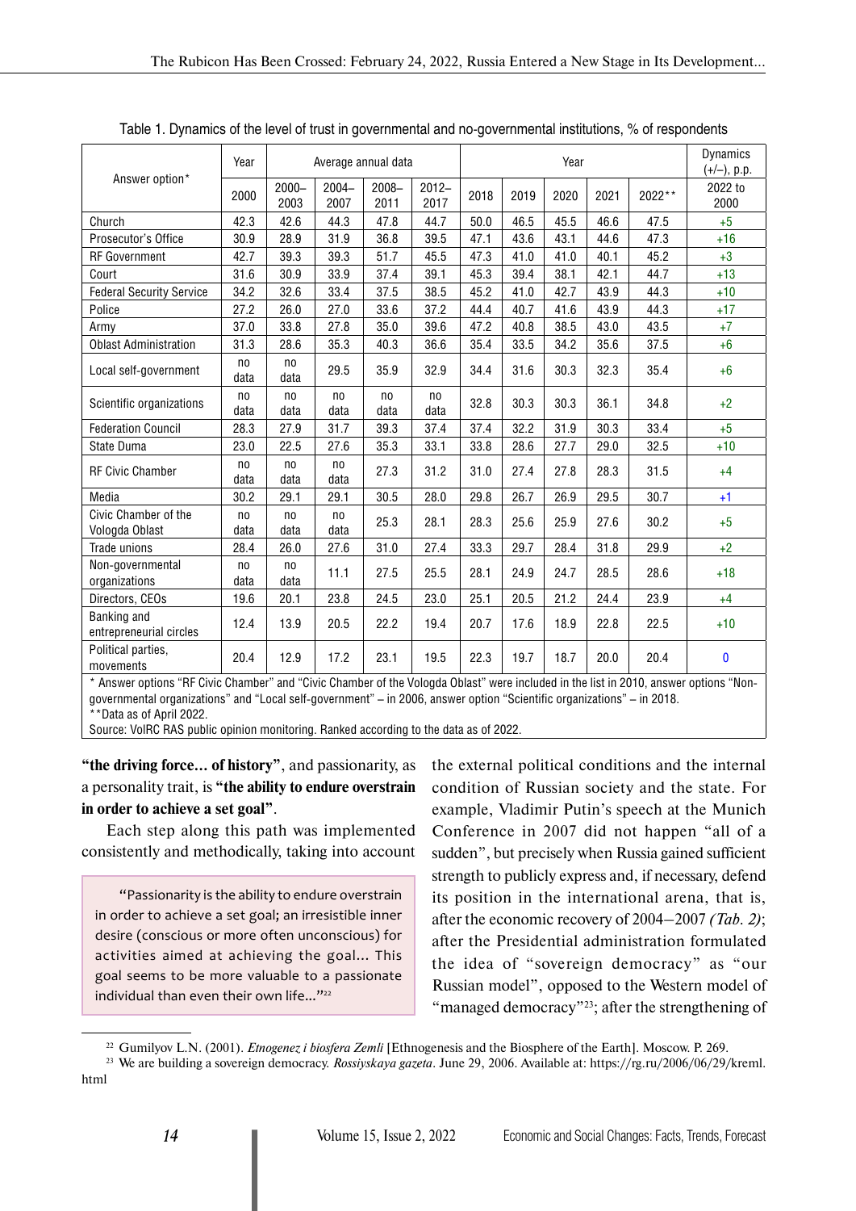Table 1. Dynamics of the level of trust in governmental and no-governmental institutions, % of respondents

| Answer option* | Year | Average annual data | | | | Year | | | | | Dynamics (+/–), p.p. |
|---|---|---|---|---|---|---|---|---|---|---|---|
| | 2000 | 2000–2003 | 2004–2007 | 2008–2011 | 2012–2017 | 2018 | 2019 | 2020 | 2021 | 2022** | 2022 to 2000 |
| Church | 42.3 | 42.6 | 44.3 | 47.8 | 44.7 | 50.0 | 46.5 | 45.5 | 46.6 | 47.5 | +5 |
| Prosecutor's Office | 30.9 | 28.9 | 31.9 | 36.8 | 39.5 | 47.1 | 43.6 | 43.1 | 44.6 | 47.3 | +16 |
| RF Government | 42.7 | 39.3 | 39.3 | 51.7 | 45.5 | 47.3 | 41.0 | 41.0 | 40.1 | 45.2 | +3 |
| Court | 31.6 | 30.9 | 33.9 | 37.4 | 39.1 | 45.3 | 39.4 | 38.1 | 42.1 | 44.7 | +13 |
| Federal Security Service | 34.2 | 32.6 | 33.4 | 37.5 | 38.5 | 45.2 | 41.0 | 42.7 | 43.9 | 44.3 | +10 |
| Police | 27.2 | 26.0 | 27.0 | 33.6 | 37.2 | 44.4 | 40.7 | 41.6 | 43.9 | 44.3 | +17 |
| Army | 37.0 | 33.8 | 27.8 | 35.0 | 39.6 | 47.2 | 40.8 | 38.5 | 43.0 | 43.5 | +7 |
| Oblast Administration | 31.3 | 28.6 | 35.3 | 40.3 | 36.6 | 35.4 | 33.5 | 34.2 | 35.6 | 37.5 | +6 |
| Local self-government | no data | no data | 29.5 | 35.9 | 32.9 | 34.4 | 31.6 | 30.3 | 32.3 | 35.4 | +6 |
| Scientific organizations | no data | no data | no data | no data | no data | 32.8 | 30.3 | 30.3 | 36.1 | 34.8 | +2 |
| Federation Council | 28.3 | 27.9 | 31.7 | 39.3 | 37.4 | 37.4 | 32.2 | 31.9 | 30.3 | 33.4 | +5 |
| State Duma | 23.0 | 22.5 | 27.6 | 35.3 | 33.1 | 33.8 | 28.6 | 27.7 | 29.0 | 32.5 | +10 |
| RF Civic Chamber | no data | no data | no data | 27.3 | 31.2 | 31.0 | 27.4 | 27.8 | 28.3 | 31.5 | +4 |
| Media | 30.2 | 29.1 | 29.1 | 30.5 | 28.0 | 29.8 | 26.7 | 26.9 | 29.5 | 30.7 | +1 |
| Civic Chamber of the Vologda Oblast | no data | no data | no data | 25.3 | 28.1 | 28.3 | 25.6 | 25.9 | 27.6 | 30.2 | +5 |
| Trade unions | 28.4 | 26.0 | 27.6 | 31.0 | 27.4 | 33.3 | 29.7 | 28.4 | 31.8 | 29.9 | +2 |
| Non-governmental organizations | no data | no data | 11.1 | 27.5 | 25.5 | 28.1 | 24.9 | 24.7 | 28.5 | 28.6 | +18 |
| Directors, CEOs | 19.6 | 20.1 | 23.8 | 24.5 | 23.0 | 25.1 | 20.5 | 21.2 | 24.4 | 23.9 | +4 |
| Banking and entrepreneurial circles | 12.4 | 13.9 | 20.5 | 22.2 | 19.4 | 20.7 | 17.6 | 18.9 | 22.8 | 22.5 | +10 |
| Political parties, movements | 20.4 | 12.9 | 17.2 | 23.1 | 19.5 | 22.3 | 19.7 | 18.7 | 20.0 | 20.4 | 0 |

* Answer options "RF Civic Chamber" and "Civic Chamber of the Vologda Oblast" were included in the list in 2010, answer options "Non-governmental organizations" and "Local self-government" – in 2006, answer option "Scientific organizations" – in 2018.
**Data as of April 2022.
Source: VolRC RAS public opinion monitoring. Ranked according to the data as of 2022.

**"the driving force… of history"**, and passionarity, as a personality trait, is **"the ability to endure overstrain in order to achieve a set goal"**.

Each step along this path was implemented consistently and methodically, taking into account the external political conditions and the internal condition of Russian society and the state. For example, Vladimir Putin's speech at the Munich Conference in 2007 did not happen "all of a sudden", but precisely when Russia gained sufficient strength to publicly express and, if necessary, defend its position in the international arena, that is, after the economic recovery of 2004–2007 *(Tab. 2)*; after the Presidential administration formulated the idea of "sovereign democracy" as "our Russian model", opposed to the Western model of "managed democracy"[23]; after the strengthening of

> "Passionarity is the ability to endure overstrain in order to achieve a set goal; an irresistible inner desire (conscious or more often unconscious) for activities aimed at achieving the goal… This goal seems to be more valuable to a passionate individual than to even their own life…"[22]

[22] Gumilyov L.N. (2001). *Etnogenez i biosfera Zemli* [Ethnogenesis and the Biosphere of the Earth]. Moscow. P. 269.

[23] We are building a sovereign democracy. *Rossiyskaya gazeta*. June 29, 2006. Available at: https://rg.ru/2006/06/29/kreml.html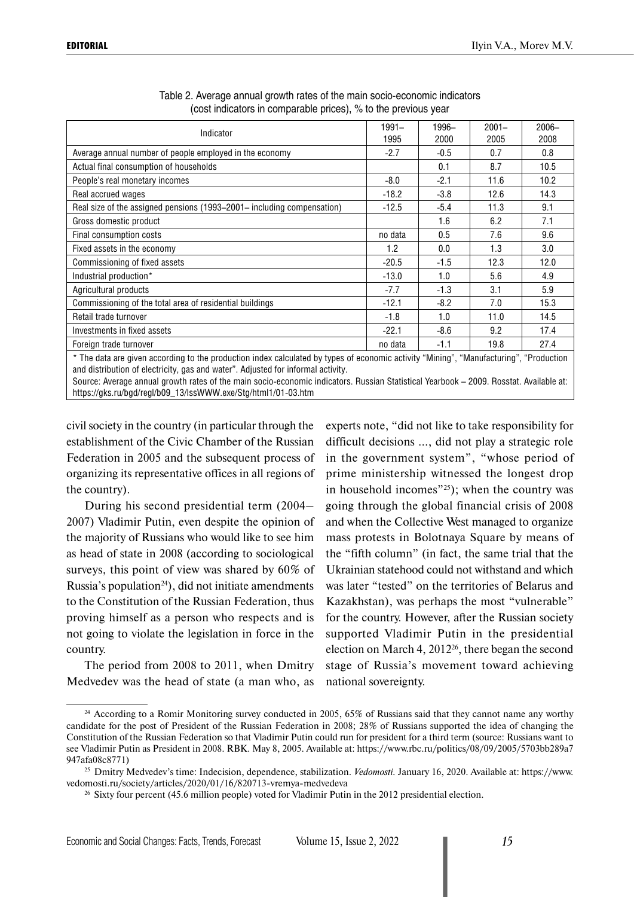Table 2. Average annual growth rates of the main socio-economic indicators (cost indicators in comparable prices), % to the previous year

| Indicator | 1991–1995 | 1996–2000 | 2001–2005 | 2006–2008 |
|---|---|---|---|---|
| Average annual number of people employed in the economy | -2.7 | -0.5 | 0.7 | 0.8 |
| Actual final consumption of households | | 0.1 | 8.7 | 10.5 |
| People's real monetary incomes | -8.0 | -2.1 | 11.6 | 10.2 |
| Real accrued wages | -18.2 | -3.8 | 12.6 | 14.3 |
| Real size of the assigned pensions (1993–2001– including compensation) | -12.5 | -5.4 | 11.3 | 9.1 |
| Gross domestic product | | 1.6 | 6.2 | 7.1 |
| Final consumption costs | no data | 0.5 | 7.6 | 9.6 |
| Fixed assets in the economy | 1.2 | 0.0 | 1.3 | 3.0 |
| Commissioning of fixed assets | -20.5 | -1.5 | 12.3 | 12.0 |
| Industrial production* | -13.0 | 1.0 | 5.6 | 4.9 |
| Agricultural products | -7.7 | -1.3 | 3.1 | 5.9 |
| Commissioning of the total area of residential buildings | -12.1 | -8.2 | 7.0 | 15.3 |
| Retail trade turnover | -1.8 | 1.0 | 11.0 | 14.5 |
| Investments in fixed assets | -22.1 | -8.6 | 9.2 | 17.4 |
| Foreign trade turnover | no data | -1.1 | 19.8 | 27.4 |

\* The data are given according to the production index calculated by types of economic activity "Mining", "Manufacturing", "Production and distribution of electricity, gas and water". Adjusted for informal activity.

Source: Average annual growth rates of the main socio-economic indicators. Russian Statistical Yearbook – 2009. Rosstat. Available at: https://gks.ru/bgd/regl/b09_13/IssWWW.exe/Stg/html1/01-03.htm

civil society in the country (in particular through the establishment of the Civic Chamber of the Russian Federation in 2005 and the subsequent process of organizing its representative offices in all regions of the country).

During his second presidential term (2004–2007) Vladimir Putin, even despite the opinion of the majority of Russians who would like to see him as head of state in 2008 (according to sociological surveys, this point of view was shared by 60% of Russia's population[24]), did not initiate amendments to the Constitution of the Russian Federation, thus proving himself as a person who respects and is not going to violate the legislation in force in the country.

The period from 2008 to 2011, when Dmitry Medvedev was the head of state (a man who, as experts note, "did not like to take responsibility for difficult decisions ..., did not play a strategic role in the government system", "whose period of prime ministership witnessed the longest drop in household incomes"[25]); when the country was going through the global financial crisis of 2008 and when the Collective West managed to organize mass protests in Bolotnaya Square by means of the "fifth column" (in fact, the same trial that the Ukrainian statehood could not withstand and which was later "tested" on the territories of Belarus and Kazakhstan), was perhaps the most "vulnerable" for the country. However, after the Russian society supported Vladimir Putin in the presidential election on March 4, 2012[26], there began the second stage of Russia's movement toward achieving national sovereignty.

[24] According to a Romir Monitoring survey conducted in 2005, 65% of Russians said that they cannot name any worthy candidate for the post of President of the Russian Federation in 2008; 28% of Russians supported the idea of changing the Constitution of the Russian Federation so that Vladimir Putin could run for president for a third term (source: Russians want to see Vladimir Putin as President in 2008. RBK. May 8, 2005. Available at: https://www.rbc.ru/politics/08/09/2005/5703bb289a7947afa08c8771)

[25] Dmitry Medvedev's time: Indecision, dependence, stabilization. *Vedomosti*. January 16, 2020. Available at: https://www.vedomosti.ru/society/articles/2020/01/16/820713-vremya-medvedeva

[26] Sixty four percent (45.6 million people) voted for Vladimir Putin in the 2012 presidential election.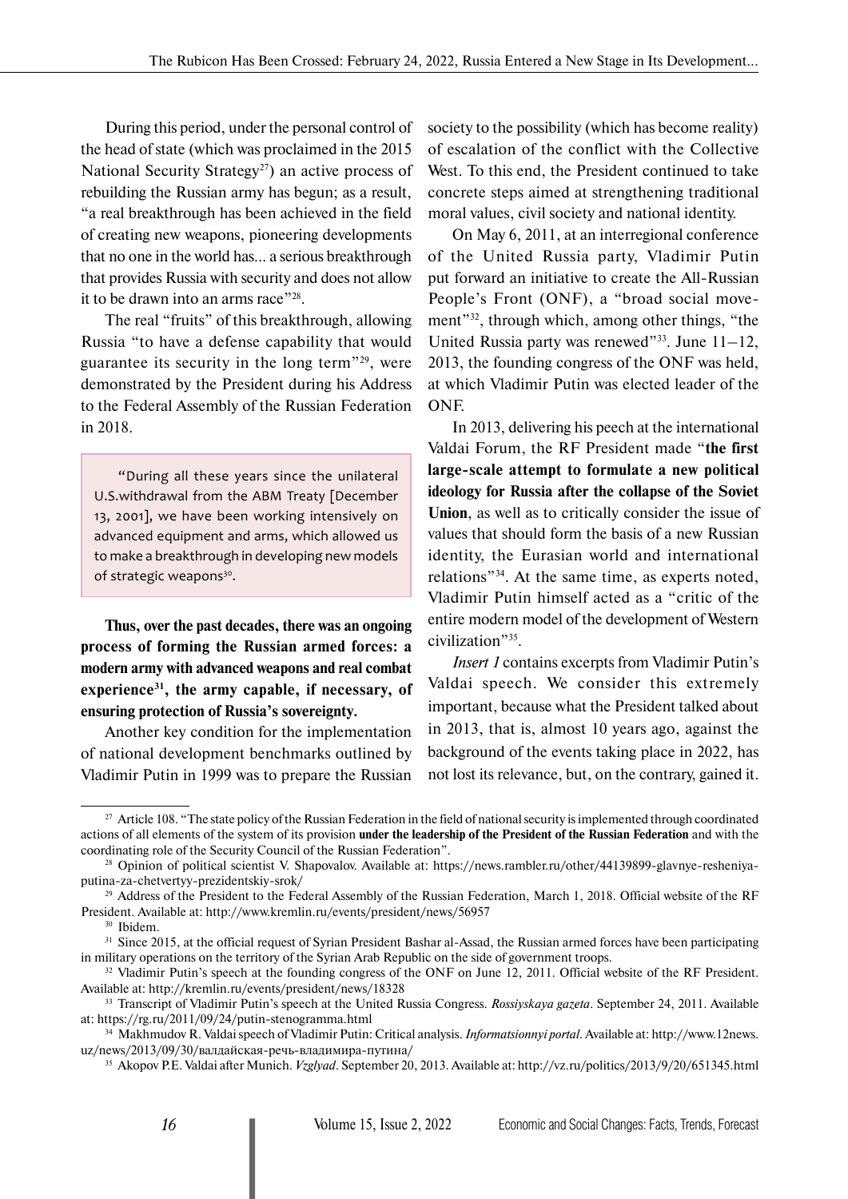During this period, under the personal control of the head of state (which was proclaimed in the 2015 National Security Strategy[27]) an active process of rebuilding the Russian army has begun; as a result, "a real breakthrough has been achieved in the field of creating new weapons, pioneering developments that no one in the world has... a serious breakthrough that provides Russia with security and does not allow it to be drawn into an arms race"[28].

The real "fruits" of this breakthrough, allowing Russia "to have a defense capability that would guarantee its security in the long term"[29], were demonstrated by the President during his Address to the Federal Assembly of the Russian Federation in 2018.

> "During all these years since the unilateral U.S.withdrawal from the ABM Treaty [December 13, 2001], we have been working intensively on advanced equipment and arms, which allowed us to make a breakthrough in developing new models of strategic weapons[30].

**Thus, over the past decades, there was an ongoing process of forming the Russian armed forces: a modern army with advanced weapons and real combat experience[31], the army capable, if necessary, of ensuring protection of Russia's sovereignty.**

Another key condition for the implementation of national development benchmarks outlined by Vladimir Putin in 1999 was to prepare the Russian society to the possibility (which has become reality) of escalation of the conflict with the Collective West. To this end, the President continued to take concrete steps aimed at strengthening traditional moral values, civil society and national identity.

On May 6, 2011, at an interregional conference of the United Russia party, Vladimir Putin put forward an initiative to create the All-Russian People's Front (ONF), a "broad social movement"[32], through which, among other things, "the United Russia party was renewed"[33]. June 11–12, 2013, the founding congress of the ONF was held, at which Vladimir Putin was elected leader of the ONF.

In 2013, delivering his peech at the international Valdai Forum, the RF President made "**the first large-scale attempt to formulate a new political ideology for Russia after the collapse of the Soviet Union**, as well as to critically consider the issue of values that should form the basis of a new Russian identity, the Eurasian world and international relations"[34]. At the same time, as experts noted, Vladimir Putin himself acted as a "critic of the entire modern model of the development of Western civilization"[35].

*Insert 1* contains excerpts from Vladimir Putin's Valdai speech. We consider this extremely important, because what the President talked about in 2013, that is, almost 10 years ago, against the background of the events taking place in 2022, has not lost its relevance, but, on the contrary, gained it.

---

[27] Article 108. "The state policy of the Russian Federation in the field of national security is implemented through coordinated actions of all elements of the system of its provision **under the leadership of the President of the Russian Federation** and with the coordinating role of the Security Council of the Russian Federation".

[28] Opinion of political scientist V. Shapovalov. Available at: https://news.rambler.ru/other/44139899-glavnye-resheniya-putina-za-chetvertyy-prezidentskiy-srok/

[29] Address of the President to the Federal Assembly of the Russian Federation, March 1, 2018. Official website of the RF President. Available at: http://www.kremlin.ru/events/president/news/56957

[30] Ibidem.

[31] Since 2015, at the official request of Syrian President Bashar al-Assad, the Russian armed forces have been participating in military operations on the territory of the Syrian Arab Republic on the side of government troops.

[32] Vladimir Putin's speech at the founding congress of the ONF on June 12, 2011. Official website of the RF President. Available at: http://kremlin.ru/events/president/news/18328

[33] Transcript of Vladimir Putin's speech at the United Russia Congress. *Rossiyskaya gazeta*. September 24, 2011. Available at: https://rg.ru/2011/09/24/putin-stenogramma.html

[34] Makhmudov R. Valdai speech of Vladimir Putin: Critical analysis. *Informatsionnyi portal*. Available at: http://www.12news.uz/news/2013/09/30/валдайская-речь-владимира-путина/

[35] Akopov P.E. Valdai after Munich. *Vzglyad*. September 20, 2013. Available at: http://vz.ru/politics/2013/9/20/651345.html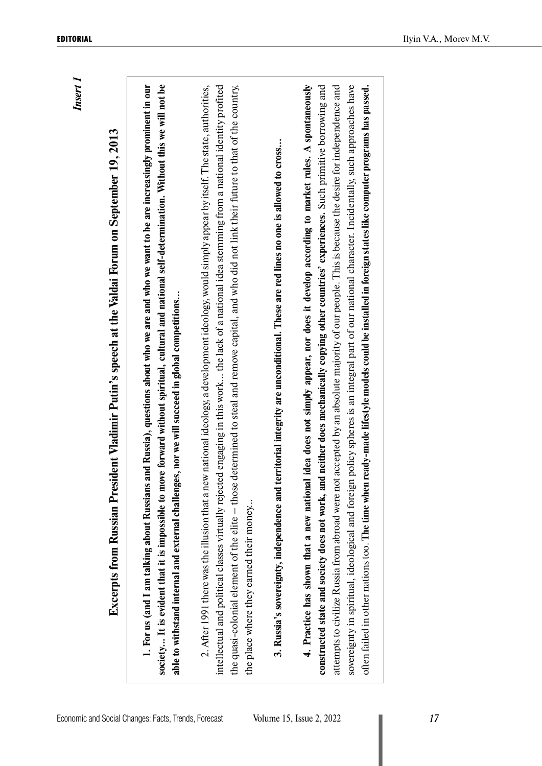*Insert 1*

## Excerpts from Russian President Vladimir Putin's speech at the Valdai Forum on September 19, 2013

**1. For us (and I am talking about Russians and Russia), questions about who we are and who we want to be are increasingly prominent in our society... It is evident that it is impossible to move forward without spiritual, cultural and national self-determination. Without this we will not be able to withstand internal and external challenges, nor we will succeed in global competitions...**

2. After 1991 there was the illusion that a new national ideology, a development ideology, would simply appear by itself. The state, authorities, intellectual and political classes virtually rejected engaging in this work... the lack of a national idea stemming from a national identity profited the quasi-colonial element of the elite – those determined to steal and remove capital, and who did not link their future to that of the country, the place where they earned their money...

**3. Russia's sovereignty, independence and territorial integrity are unconditional. These are red lines no one is allowed to cross...**

**4. Practice has shown that a new national idea does not simply appear, nor does it develop according to market rules. A spontaneously constructed state and society does not work, and neither does mechanically copying other countries' experiences.** Such primitive borrowing and attempts to civilize Russia from abroad were not accepted by an absolute majority of our people. This is because the desire for independence and sovereignty in spiritual, ideological and foreign policy spheres is an integral part of our national character. Incidentally, such approaches have often failed in other nations too. **The time when ready-made lifestyle models could be installed in foreign states like computer programs has passed.**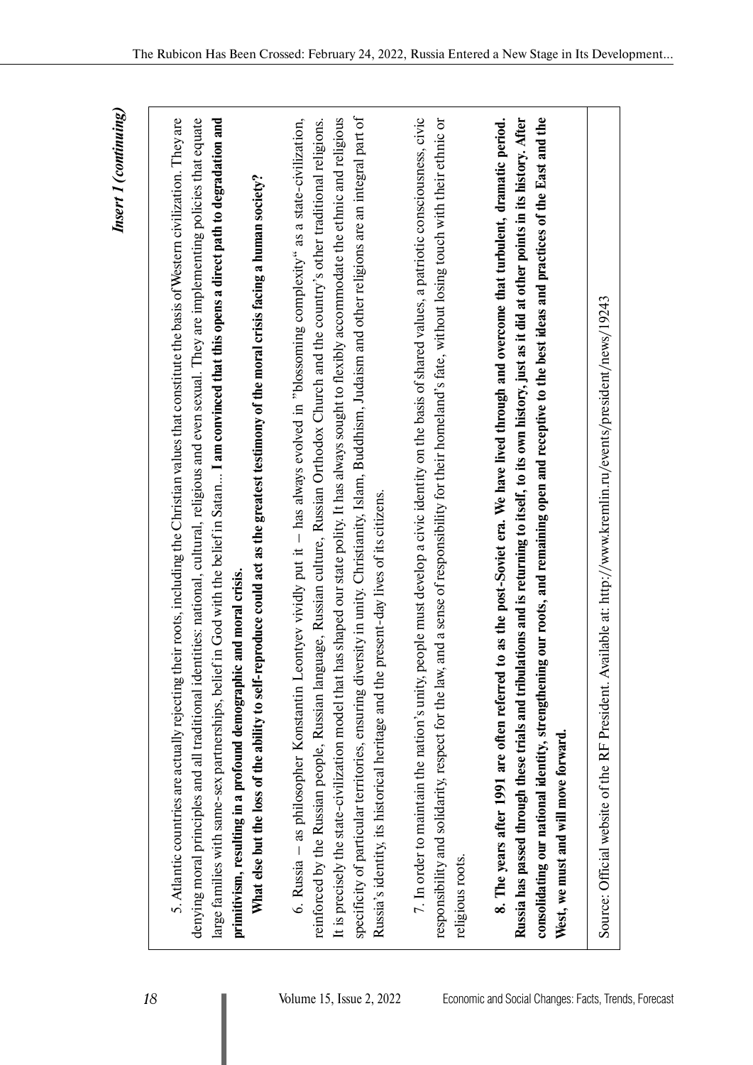*Insert 1 (continuing)*

5. Atlantic countries are actually rejecting their roots, including the Christian values that constitute the basis of Western civilization. They are denying moral principles and all traditional identities: national, cultural, religious and even sexual. They are implementing policies that equate large families with same-sex partnerships, belief in God with the belief in Satan... **I am convinced that this opens a direct path to degradation and primitivism, resulting in a profound demographic and moral crisis.**

**What else but the loss of the ability to self-reproduce could act as the greatest testimony of the moral crisis facing a human society?**

6. Russia – as philosopher Konstantin Leontyev vividly put it – has always evolved in "blossoming complexity" as a state-civilization, reinforced by the Russian people, Russian language, Russian culture, Russian Orthodox Church and the country's other traditional religions. It is precisely the state-civilization model that has shaped our state polity. It has always sought to flexibly accommodate the ethnic and religious specificity of particular territories, ensuring diversity in unity. Christianity, Islam, Buddhism, Judaism and other religions are an integral part of Russia's identity, its historical heritage and the present-day lives of its citizens.

7. In order to maintain the nation's unity, people must develop a civic identity on the basis of shared values, a patriotic consciousness, civic responsibility and solidarity, respect for the law, and a sense of responsibility for their homeland's fate, without losing touch with their ethnic or religious roots.

**8. The years after 1991 are often referred to as the post-Soviet era. We have lived through and overcome that turbulent, dramatic period. Russia has passed through these trials and tribulations and is returning to itself, to its own history, just as it did at other points in its history. After consolidating our national identity, strengthening our roots, and remaining open and receptive to the best ideas and practices of the East and the West, we must and will move forward.**

Source: Official website of the RF President. Available at: http://www.kremlin.ru/events/president/news/19243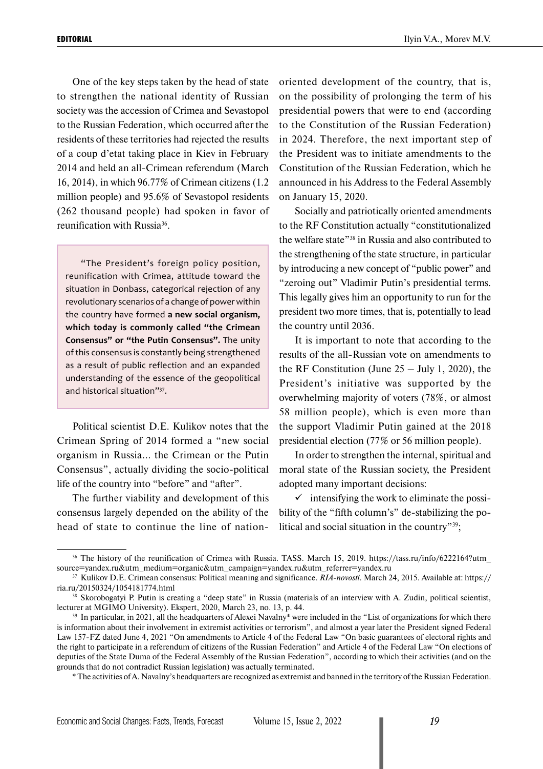One of the key steps taken by the head of state to strengthen the national identity of Russian society was the accession of Crimea and Sevastopol to the Russian Federation, which occurred after the residents of these territories had rejected the results of a coup d'etat taking place in Kiev in February 2014 and held an all-Crimean referendum (March 16, 2014), in which 96.77% of Crimean citizens (1.2 million people) and 95.6% of Sevastopol residents (262 thousand people) had spoken in favor of reunification with Russia[36].

> "The President's foreign policy position, reunification with Crimea, attitude toward the situation in Donbass, categorical rejection of any revolutionary scenarios of a change of power within the country have formed **a new social organism, which today is commonly called "the Crimean Consensus" or "the Putin Consensus".** The unity of this consensus is constantly being strengthened as a result of public reflection and an expanded understanding of the essence of the geopolitical and historical situation"[37].

Political scientist D.E. Kulikov notes that the Crimean Spring of 2014 formed a "new social organism in Russia... the Crimean or the Putin Consensus", actually dividing the socio-political life of the country into "before" and "after".

The further viability and development of this consensus largely depended on the ability of the head of state to continue the line of nation-oriented development of the country, that is, on the possibility of prolonging the term of his presidential powers that were to end (according to the Constitution of the Russian Federation) in 2024. Therefore, the next important step of the President was to initiate amendments to the Constitution of the Russian Federation, which he announced in his Address to the Federal Assembly on January 15, 2020.

Socially and patriotically oriented amendments to the RF Constitution actually "constitutionalized the welfare state"[38] in Russia and also contributed to the strengthening of the state structure, in particular by introducing a new concept of "public power" and "zeroing out" Vladimir Putin's presidential terms. This legally gives him an opportunity to run for the president two more times, that is, potentially to lead the country until 2036.

It is important to note that according to the results of the all-Russian vote on amendments to the RF Constitution (June 25 – July 1, 2020), the President's initiative was supported by the overwhelming majority of voters (78%, or almost 58 million people), which is even more than the support Vladimir Putin gained at the 2018 presidential election (77% or 56 million people).

In order to strengthen the internal, spiritual and moral state of the Russian society, the President adopted many important decisions:

- ✓ intensifying the work to eliminate the possibility of the "fifth column's" de-stabilizing the political and social situation in the country"[39];

---

[36] The history of the reunification of Crimea with Russia. TASS. March 15, 2019. https://tass.ru/info/6222164?utm_source=yandex.ru&utm_medium=organic&utm_campaign=yandex.ru&utm_referrer=yandex.ru

[37] Kulikov D.E. Crimean consensus: Political meaning and significance. *RIA-novosti*. March 24, 2015. Available at: https://ria.ru/20150324/1054181774.html

[38] Skorobogatyi P. Putin is creating a "deep state" in Russia (materials of an interview with A. Zudin, political scientist, lecturer at MGIMO University). Ekspert, 2020, March 23, no. 13, p. 44.

[39] In particular, in 2021, all the headquarters of Alexei Navalny* were included in the "List of organizations for which there is information about their involvement in extremist activities or terrorism", and almost a year later the President signed Federal Law 157-FZ dated June 4, 2021 "On amendments to Article 4 of the Federal Law "On basic guarantees of electoral rights and the right to participate in a referendum of citizens of the Russian Federation" and Article 4 of the Federal Law "On elections of deputies of the State Duma of the Federal Assembly of the Russian Federation", according to which their activities (and on the grounds that do not contradict Russian legislation) was actually terminated.

\* The activities of A. Navalny's headquarters are recognized as extremist and banned in the territory of the Russian Federation.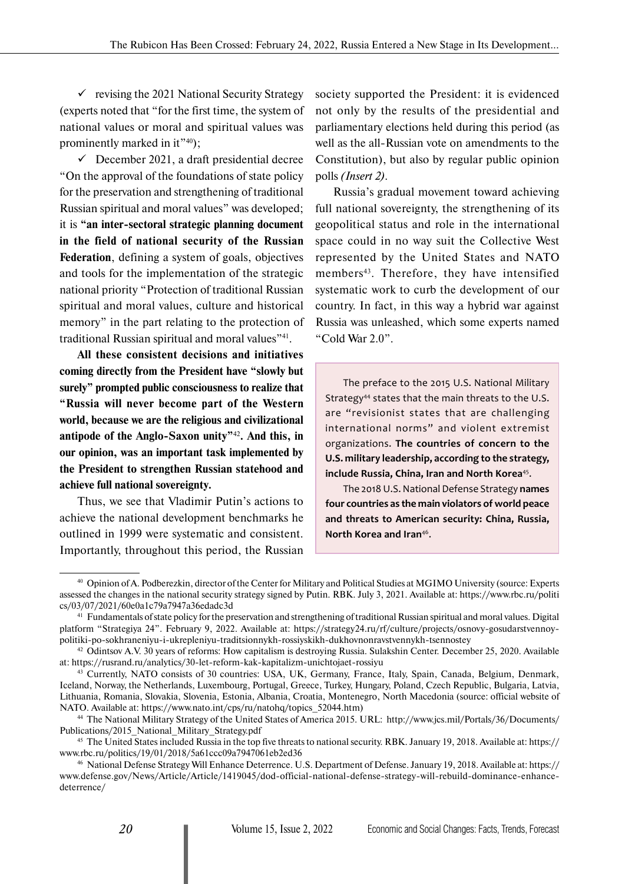✓ revising the 2021 National Security Strategy (experts noted that "for the first time, the system of national values or moral and spiritual values was prominently marked in it"[40]);

✓ December 2021, a draft presidential decree "On the approval of the foundations of state policy for the preservation and strengthening of traditional Russian spiritual and moral values" was developed; it is **"an inter-sectoral strategic planning document in the field of national security of the Russian Federation**, defining a system of goals, objectives and tools for the implementation of the strategic national priority "Protection of traditional Russian spiritual and moral values, culture and historical memory" in the part relating to the protection of traditional Russian spiritual and moral values"[41].

**All these consistent decisions and initiatives coming directly from the President have "slowly but surely" prompted public consciousness to realize that "Russia will never become part of the Western world, because we are the religious and civilizational antipode of the Anglo-Saxon unity"[42]. And this, in our opinion, was an important task implemented by the President to strengthen Russian statehood and achieve full national sovereignty.**

Thus, we see that Vladimir Putin's actions to achieve the national development benchmarks he outlined in 1999 were systematic and consistent. Importantly, throughout this period, the Russian society supported the President: it is evidenced not only by the results of the presidential and parliamentary elections held during this period (as well as the all-Russian vote on amendments to the Constitution), but also by regular public opinion polls *(Insert 2)*.

Russia's gradual movement toward achieving full national sovereignty, the strengthening of its geopolitical status and role in the international space could in no way suit the Collective West represented by the United States and NATO members[43]. Therefore, they have intensified systematic work to curb the development of our country. In fact, in this way a hybrid war against Russia was unleashed, which some experts named "Cold War 2.0".

The preface to the 2015 U.S. National Military Strategy[44] states that the main threats to the U.S. are "revisionist states that are challenging international norms" and violent extremist organizations. **The countries of concern to the U.S. military leadership, according to the strategy, include Russia, China, Iran and North Korea**[45].

The 2018 U.S. National Defense Strategy **names four countries as the main violators of world peace and threats to American security: China, Russia, North Korea and Iran**[46].

---

[40] Opinion of A. Podberezkin, director of the Center for Military and Political Studies at MGIMO University (source: Experts assessed the changes in the national security strategy signed by Putin. RBK. July 3, 2021. Available at: https://www.rbc.ru/politics/03/07/2021/60e0a1c79a7947a36edadc3d

[41] Fundamentals of state policy for the preservation and strengthening of traditional Russian spiritual and moral values. Digital platform "Strategiya 24". February 9, 2022. Available at: https://strategy24.ru/rf/culture/projects/osnovy-gosudarstvennoy-politiki-po-sokhraneniyu-i-ukrepleniyu-traditsionnykh-rossiyskikh-dukhovnonravstvennykh-tsennostey

[42] Odintsov A.V. 30 years of reforms: How capitalism is destroying Russia. Sulakshin Center. December 25, 2020. Available at: https://rusrand.ru/analytics/30-let-reform-kak-kapitalizm-unichtojaet-rossiyu

[43] Currently, NATO consists of 30 countries: USA, UK, Germany, France, Italy, Spain, Canada, Belgium, Denmark, Iceland, Norway, the Netherlands, Luxembourg, Portugal, Greece, Turkey, Hungary, Poland, Czech Republic, Bulgaria, Latvia, Lithuania, Romania, Slovakia, Slovenia, Estonia, Albania, Croatia, Montenegro, North Macedonia (source: official website of NATO. Available at: https://www.nato.int/cps/ru/natohq/topics_52044.htm)

[44] The National Military Strategy of the United States of America 2015. URL: http://www.jcs.mil/Portals/36/Documents/Publications/2015_National_Military_Strategy.pdf

[45] The United States included Russia in the top five threats to national security. RBK. January 19, 2018. Available at: https://www.rbc.ru/politics/19/01/2018/5a61ccc09a7947061eb2ed36

[46] National Defense Strategy Will Enhance Deterrence. U.S. Department of Defense. January 19, 2018. Available at: https://www.defense.gov/News/Article/Article/1419045/dod-official-national-defense-strategy-will-rebuild-dominance-enhance-deterrence/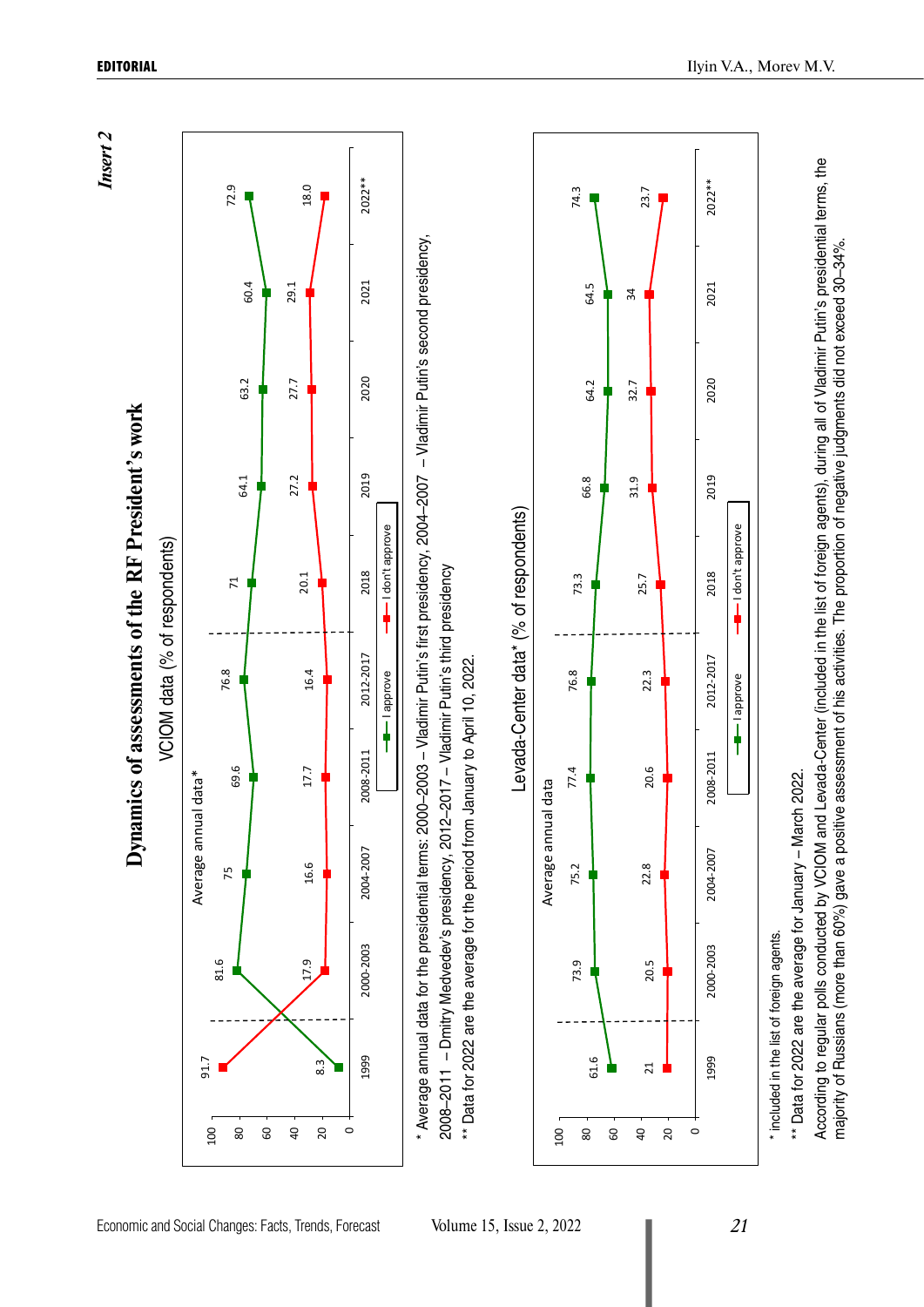*Insert 2*

# Dynamics of assessments of the RF President's work

VCIOM data (% of respondents)

Average annual data*

| | 1999 | 2000-2003 | 2004-2007 | 2008-2011 | 2012-2017 | 2018 | 2019 | 2020 | 2021 | 2022** |
|---|---|---|---|---|---|---|---|---|---|---|
| I approve | 8.3 | 81.6 | 75 | 69.6 | 76.8 | 71 | 64.1 | 63.2 | 60.4 | 72.9 |
| I don't approve | 91.7 | 17.9 | 16.6 | 17.7 | 16.4 | 20.1 | 27.2 | 27.7 | 29.1 | 18.0 |

\* Average annual data for the presidential terms: 2000–2003 – Vladimir Putin's first presidency, 2004–2007 – Vladimir Putin's second presidency, 2008–2011 – Dmitry Medvedev's presidency, 2012–2017 – Vladimir Putin's third presidency

** Data for 2022 are the average for the period from January to April 10, 2022.

Levada-Center data* (% of respondents)

Average annual data

| | 1999 | 2000-2003 | 2004-2007 | 2008-2011 | 2012-2017 | 2018 | 2019 | 2020 | 2021 | 2022** |
|---|---|---|---|---|---|---|---|---|---|---|
| I approve | 61.6 | 73.9 | 75.2 | 77.4 | 76.8 | 73.3 | 66.8 | 64.2 | 64.5 | 74.3 |
| I don't approve | 21 | 20.5 | 22.8 | 20.6 | 22.3 | 25.7 | 31.9 | 32.7 | 34 | 23.7 |

\* included in the list of foreign agents.

** Data for 2022 are the average for January – March 2022.

According to regular polls conducted by VCIOM and Levada-Center (included in the list of foreign agents), during all of Vladimir Putin's presidential terms, the majority of Russians (more than 60%) gave a positive assessment of his activities. The proportion of negative judgments did not exceed 30–34%.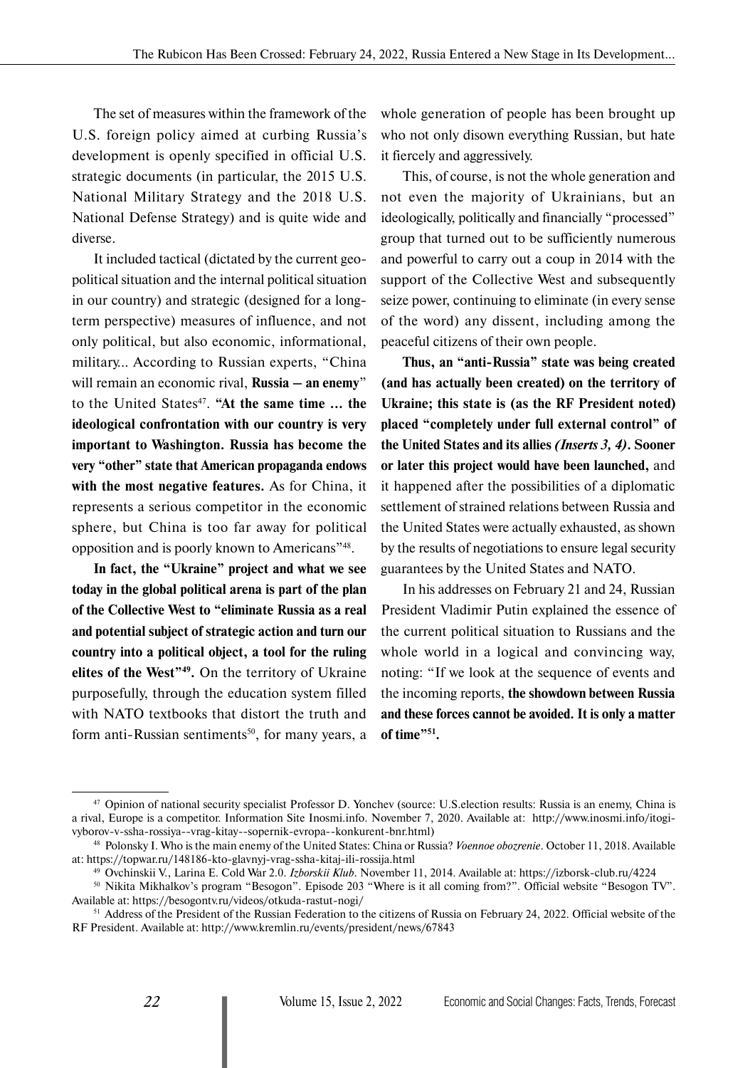The set of measures within the framework of the U.S. foreign policy aimed at curbing Russia's development is openly specified in official U.S. strategic documents (in particular, the 2015 U.S. National Military Strategy and the 2018 U.S. National Defense Strategy) and is quite wide and diverse.

It included tactical (dictated by the current geopolitical situation and the internal political situation in our country) and strategic (designed for a long-term perspective) measures of influence, and not only political, but also economic, informational, military... According to Russian experts, "China will remain an economic rival, **Russia – an enemy**" to the United States[47]. **"At the same time ... the ideological confrontation with our country is very important to Washington. Russia has become the very "other" state that American propaganda endows with the most negative features.** As for China, it represents a serious competitor in the economic sphere, but China is too far away for political opposition and is poorly known to Americans"[48].

**In fact, the "Ukraine" project and what we see today in the global political arena is part of the plan of the Collective West to "eliminate Russia as a real and potential subject of strategic action and turn our country into a political object, a tool for the ruling elites of the West"[49].** On the territory of Ukraine purposefully, through the education system filled with NATO textbooks that distort the truth and form anti-Russian sentiments[50], for many years, a whole generation of people has been brought up who not only disown everything Russian, but hate it fiercely and aggressively.

This, of course, is not the whole generation and not even the majority of Ukrainians, but an ideologically, politically and financially "processed" group that turned out to be sufficiently numerous and powerful to carry out a coup in 2014 with the support of the Collective West and subsequently seize power, continuing to eliminate (in every sense of the word) any dissent, including among the peaceful citizens of their own people.

**Thus, an "anti-Russia" state was being created (and has actually been created) on the territory of Ukraine; this state is (as the RF President noted) placed "completely under full external control" of the United States and its allies *(Inserts 3, 4)*. Sooner or later this project would have been launched,** and it happened after the possibilities of a diplomatic settlement of strained relations between Russia and the United States were actually exhausted, as shown by the results of negotiations to ensure legal security guarantees by the United States and NATO.

In his addresses on February 21 and 24, Russian President Vladimir Putin explained the essence of the current political situation to Russians and the whole world in a logical and convincing way, noting: "If we look at the sequence of events and the incoming reports, **the showdown between Russia and these forces cannot be avoided. It is only a matter of time"[51].**

---

[47] Opinion of national security specialist Professor D. Yonchev (source: U.S.election results: Russia is an enemy, China is a rival, Europe is a competitor. Information Site Inosmi.info. November 7, 2020. Available at: http://www.inosmi.info/itogi-vyborov-v-ssha-rossiya--vrag-kitay--sopernik-evropa--konkurent-bnr.html)

[48] Polonsky I. Who is the main enemy of the United States: China or Russia? *Voennoe obozrenie*. October 11, 2018. Available at: https://topwar.ru/148186-kto-glavnyj-vrag-ssha-kitaj-ili-rossija.html

[49] Ovchinskii V., Larina E. Cold War 2.0. *Izborskii Klub*. November 11, 2014. Available at: https://izborsk-club.ru/4224

[50] Nikita Mikhalkov's program "Besogon". Episode 203 "Where is it all coming from?". Official website "Besogon TV". Available at: https://besogontv.ru/videos/otkuda-rastut-nogi/

[51] Address of the President of the Russian Federation to the citizens of Russia on February 24, 2022. Official website of the RF President. Available at: http://www.kremlin.ru/events/president/news/67843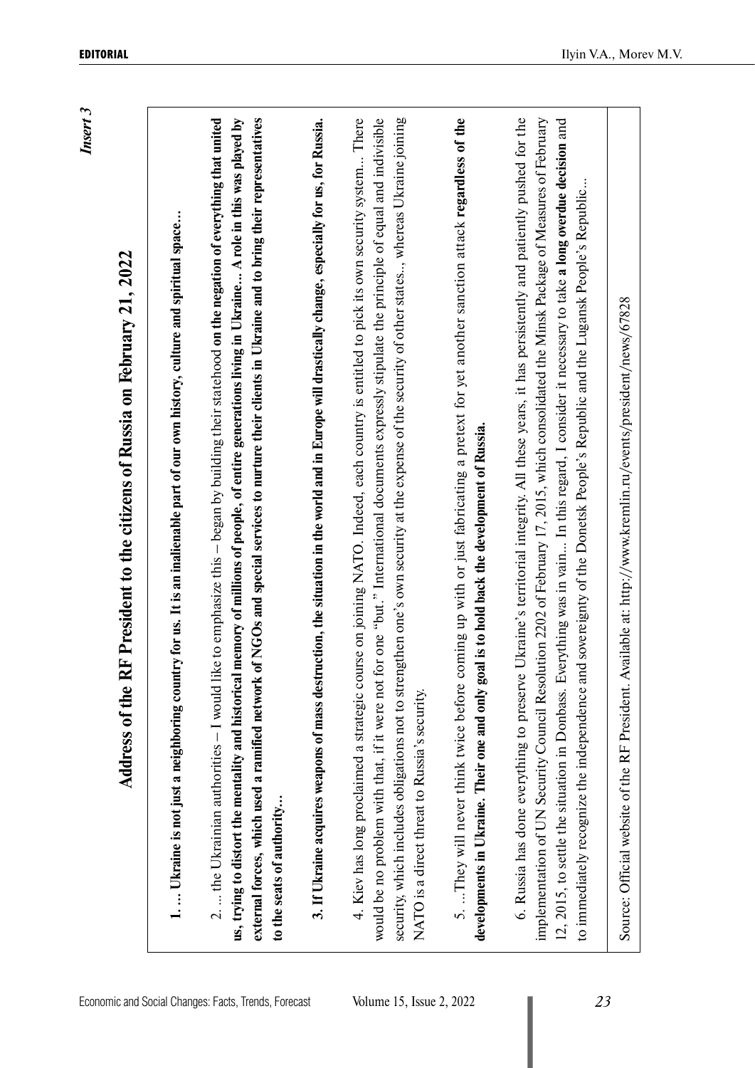*Insert 3*

## Address of the RF President to the citizens of Russia on February 21, 2022

**1. ... Ukraine is not just a neighboring country for us. It is an inalienable part of our own history, culture and spiritual space...**

2. ... the Ukrainian authorities – I would like to emphasize this – began by building their statehood **on the negation of everything that united us, trying to distort the mentality and historical memory of millions of people, of entire generations living in Ukraine... A role in this was played by external forces, which used a ramified network of NGOs and special services to nurture their clients in Ukraine and to bring their representatives to the seats of authority...**

**3**. **If Ukraine acquires weapons of mass destruction, the situation in the world and in Europe will drastically change, especially for us, for Russia.**

4. Kiev has long proclaimed a strategic course on joining NATO. Indeed, each country is entitled to pick its own security system... There would be no problem with that, if it were not for one "but." International documents expressly stipulate the principle of equal and indivisible security, which includes obligations not to strengthen one's own security at the expense of the security of other states.., whereas Ukraine joining NATO is a direct threat to Russia's security.

5. ...They will never think twice before coming up with or just fabricating a pretext for yet another sanction attack **regardless of the developments in Ukraine. Their one and only goal is to hold back the development of Russia.**

6. Russia has done everything to preserve Ukraine's territorial integrity. All these years, it has persistently and patiently pushed for the implementation of UN Security Council Resolution 2202 of February 17, 2015, which consolidated the Minsk Package of Measures of February 12, 2015, to settle the situation in Donbass. Everything was in vain... In this regard, I consider it necessary to take **a long overdue decision** and to immediately recognize the independence and sovereignty of the Donetsk People's Republic and the Lugansk People's Republic...

Source: Official website of the RF President. Available at: http://www.kremlin.ru/events/president/news/67828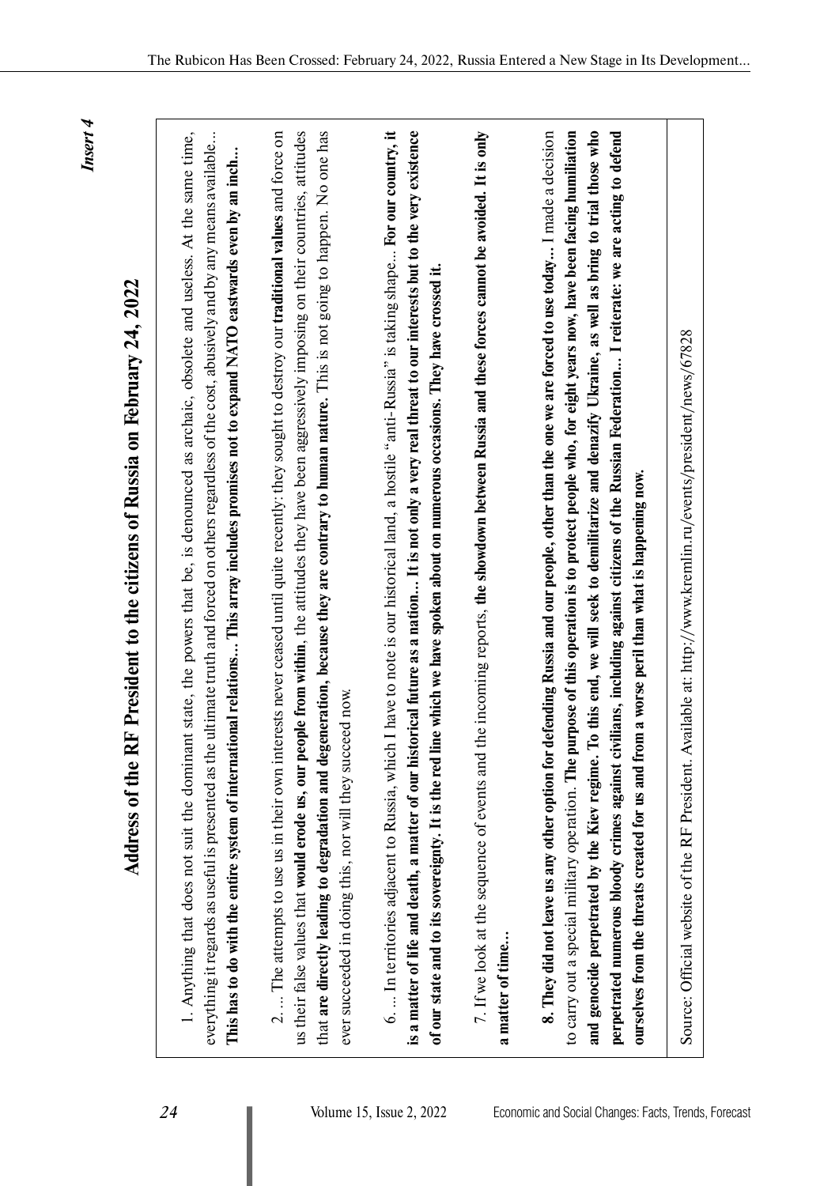*Insert 4*

## Address of the RF President to the citizens of Russia on February 24, 2022

1. Anything that does not suit the dominant state, the powers that be, is denounced as archaic, obsolete and useless. At the same time, everything it regards as useful is presented as the ultimate truth and forced on others regardless of the cost, abusively and by any means available... **This has to do with the entire system of international relations... This array includes promises not to expand NATO eastwards even by an inch...**

2. ... The attempts to use us in their own interests never ceased until quite recently: they sought to destroy our **traditional values** and force on us their false values that **would erode us, our people from within**, the attitudes they have been aggressively imposing on their countries, attitudes that **are directly leading to degradation and degeneration, because they are contrary to human nature**. This is not going to happen. No one has ever succeeded in doing this, nor will they succeed now.

6. ... In territories adjacent to Russia, which I have to note is our historical land, a hostile "anti-Russia" is taking shape... **For our country, it is a matter of life and death, a matter of our historical future as a nation... It is not only a very real threat to our interests but to the very existence of our state and to its sovereignty. It is the red line which we have spoken about on numerous occasions. They have crossed it.**

7. If we look at the sequence of events and the incoming reports, **the showdown between Russia and these forces cannot be avoided. It is only a matter of time...**

**8. They did not leave us any other option for defending Russia and our people, other than the one we are forced to use today...** I made a decision to carry out a special military operation. **The purpose of this operation is to protect people who, for eight years now, have been facing humiliation and genocide perpetrated by the Kiev regime. To this end, we will seek to demilitarize and denazify Ukraine, as well as bring to trial those who perpetrated numerous bloody crimes against civilians, including against citizens of the Russian Federation... I reiterate: we are acting to defend ourselves from the threats created for us and from a worse peril than what is happening now.**

Source: Official website of the RF President. Available at: http://www.kremlin.ru/events/president/news/67828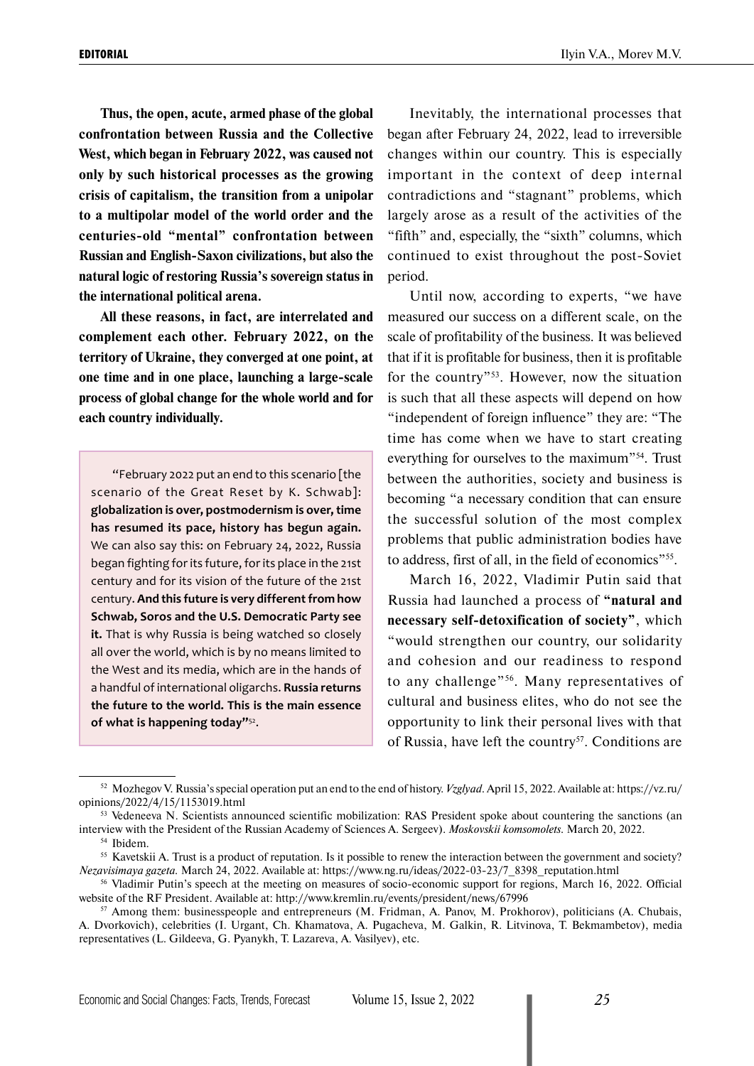**Thus, the open, acute, armed phase of the global confrontation between Russia and the Collective West, which began in February 2022, was caused not only by such historical processes as the growing crisis of capitalism, the transition from a unipolar to a multipolar model of the world order and the centuries-old "mental" confrontation between Russian and English-Saxon civilizations, but also the natural logic of restoring Russia's sovereign status in the international political arena.**

**All these reasons, in fact, are interrelated and complement each other. February 2022, on the territory of Ukraine, they converged at one point, at one time and in one place, launching a large-scale process of global change for the whole world and for each country individually.**

> "February 2022 put an end to this scenario [the scenario of the Great Reset by K. Schwab]: **globalization is over, postmodernism is over, time has resumed its pace, history has begun again.** We can also say this: on February 24, 2022, Russia began fighting for its future, for its place in the 21st century and for its vision of the future of the 21st century. **And this future is very different from how Schwab, Soros and the U.S. Democratic Party see it.** That is why Russia is being watched so closely all over the world, which is by no means limited to the West and its media, which are in the hands of a handful of international oligarchs. **Russia returns the future to the world. This is the main essence of what is happening today"**[52].

Inevitably, the international processes that began after February 24, 2022, lead to irreversible changes within our country. This is especially important in the context of deep internal contradictions and "stagnant" problems, which largely arose as a result of the activities of the "fifth" and, especially, the "sixth" columns, which continued to exist throughout the post-Soviet period.

Until now, according to experts, "we have measured our success on a different scale, on the scale of profitability of the business. It was believed that if it is profitable for business, then it is profitable for the country"[53]. However, now the situation is such that all these aspects will depend on how "independent of foreign influence" they are: "The time has come when we have to start creating everything for ourselves to the maximum"[54]. Trust between the authorities, society and business is becoming "a necessary condition that can ensure the successful solution of the most complex problems that public administration bodies have to address, first of all, in the field of economics"[55].

March 16, 2022, Vladimir Putin said that Russia had launched a process of **"natural and necessary self-detoxification of society"**, which "would strengthen our country, our solidarity and cohesion and our readiness to respond to any challenge"[56]. Many representatives of cultural and business elites, who do not see the opportunity to link their personal lives with that of Russia, have left the country[57]. Conditions are

---

[52] Mozhegov V. Russia's special operation put an end to the end of history. *Vzglyad*. April 15, 2022. Available at: https://vz.ru/opinions/2022/4/15/1153019.html

[53] Vedeneeva N. Scientists announced scientific mobilization: RAS President spoke about countering the sanctions (an interview with the President of the Russian Academy of Sciences A. Sergeev). *Moskovskii komsomolets.* March 20, 2022.

[54] Ibidem.

[55] Kavetskii A. Trust is a product of reputation. Is it possible to renew the interaction between the government and society? *Nezavisimaya gazeta.* March 24, 2022. Available at: https://www.ng.ru/ideas/2022-03-23/7_8398_reputation.html

[56] Vladimir Putin's speech at the meeting on measures of socio-economic support for regions, March 16, 2022. Official website of the RF President. Available at: http://www.kremlin.ru/events/president/news/67996

[57] Among them: businesspeople and entrepreneurs (M. Fridman, A. Panov, M. Prokhorov), politicians (A. Chubais, A. Dvorkovich), celebrities (I. Urgant, Ch. Khamatova, A. Pugacheva, M. Galkin, R. Litvinova, T. Bekmambetov), media representatives (L. Gildeeva, G. Pyanykh, T. Lazareva, A. Vasilyev), etc.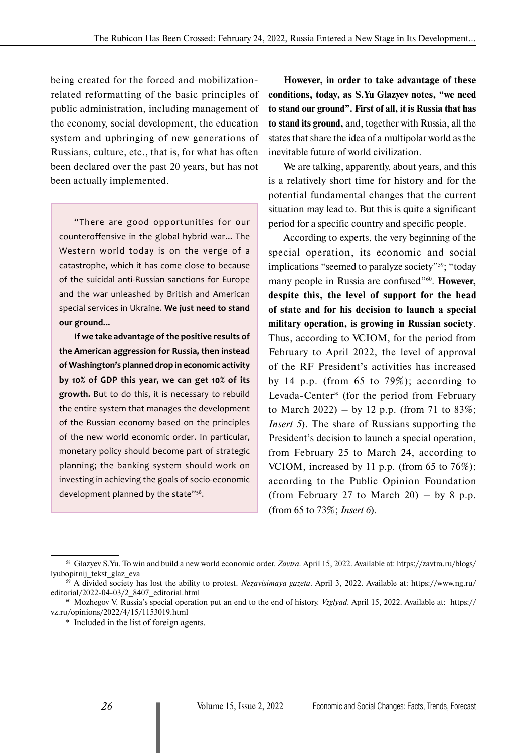being created for the forced and mobilization-related reformatting of the basic principles of public administration, including management of the economy, social development, the education system and upbringing of new generations of Russians, culture, etc., that is, for what has often been declared over the past 20 years, but has not been actually implemented.

> "There are good opportunities for our counteroffensive in the global hybrid war... The Western world today is on the verge of a catastrophe, which it has come close to because of the suicidal anti-Russian sanctions for Europe and the war unleashed by British and American special services in Ukraine. **We just need to stand our ground...**
>
> **If we take advantage of the positive results of the American aggression for Russia, then instead of Washington's planned drop in economic activity by 10% of GDP this year, we can get 10% of its growth.** But to do this, it is necessary to rebuild the entire system that manages the development of the Russian economy based on the principles of the new world economic order. In particular, monetary policy should become part of strategic planning; the banking system should work on investing in achieving the goals of socio-economic development planned by the state"[58].

**However, in order to take advantage of these conditions, today, as S.Yu Glazyev notes, "we need to stand our ground". First of all, it is Russia that has to stand its ground,** and, together with Russia, all the states that share the idea of a multipolar world as the inevitable future of world civilization.

We are talking, apparently, about years, and this is a relatively short time for history and for the potential fundamental changes that the current situation may lead to. But this is quite a significant period for a specific country and specific people.

According to experts, the very beginning of the special operation, its economic and social implications "seemed to paralyze society"[59]; "today many people in Russia are confused"[60]. **However, despite this, the level of support for the head of state and for his decision to launch a special military operation, is growing in Russian society**. Thus, according to VCIOM, for the period from February to April 2022, the level of approval of the RF President's activities has increased by 14 p.p. (from 65 to 79%); according to Levada-Center* (for the period from February to March 2022) – by 12 p.p. (from 71 to 83%; *Insert 5*). The share of Russians supporting the President's decision to launch a special operation, from February 25 to March 24, according to VCIOM, increased by 11 p.p. (from 65 to 76%); according to the Public Opinion Foundation (from February 27 to March 20) – by 8 p.p. (from 65 to 73%; *Insert 6*).

---

[58] Glazyev S.Yu. To win and build a new world economic order. *Zavtra*. April 15, 2022. Available at: https://zavtra.ru/blogs/lyubopitnij_tekst_glaz_eva

[59] A divided society has lost the ability to protest. *Nezavisimaya gazeta*. April 3, 2022. Available at: https://www.ng.ru/editorial/2022-04-03/2_8407_editorial.html

[60] Mozhegov V. Russia's special operation put an end to the end of history. *Vzglyad*. April 15, 2022. Available at: https://vz.ru/opinions/2022/4/15/1153019.html

\* Included in the list of foreign agents.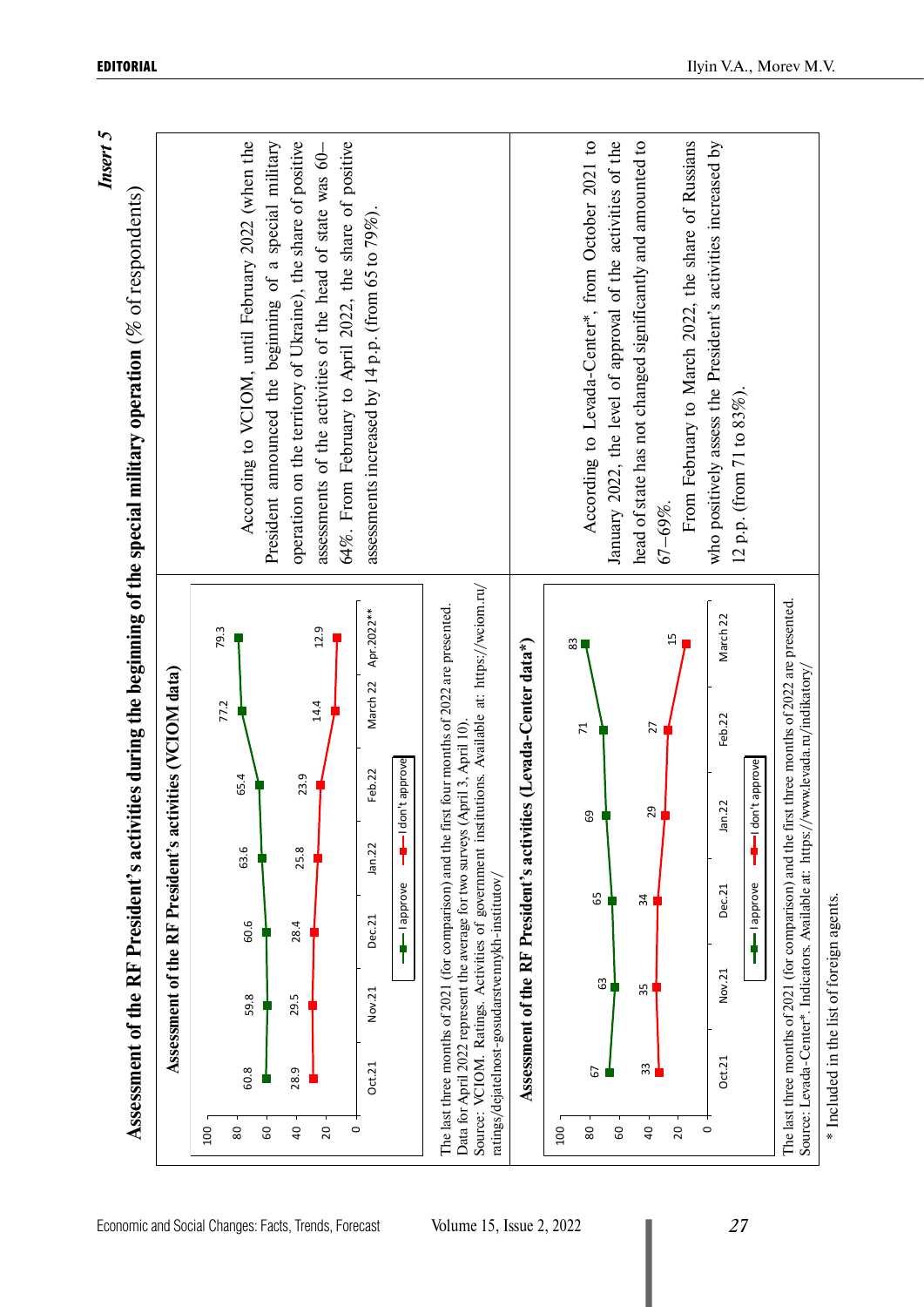*Insert 5*

## Assessment of the RF President's activities during the beginning of the special military operation (% of respondents)

### Assessment of the RF President's activities (VCIOM data)

| | Oct.21 | Nov.21 | Dec.21 | Jan.22 | Feb.22 | March 22 | Apr.2022** |
|---|---|---|---|---|---|---|---|
| I approve | 60.8 | 59.8 | 60.6 | 63.6 | 65.4 | 77.2 | 79.3 |
| I don't approve | 28.9 | 29.5 | 28.4 | 25.8 | 23.9 | 14.4 | 12.9 |

The last three months of 2021 (for comparison) and the first four months of 2022 are presented.
Data for April 2022 represent the average for two surveys (April 3, April 10).
Source: VCIOM. Ratings. Activities of government institutions. Available at: https://wciom.ru/ratings/dejatelnost-gosudarstvennykh-institutov/

According to VCIOM, until February 2022 (when the President announced the beginning of a special military operation on the territory of Ukraine), the share of positive assessments of the activities of the head of state was 60–64%. From February to April 2022, the share of positive assessments increased by 14 p.p. (from 65 to 79%).

### Assessment of the RF President's activities (Levada-Center data*)

| | Oct.21 | Nov.21 | Dec.21 | Jan.22 | Feb.22 | March 22 |
|---|---|---|---|---|---|---|
| I approve | 67 | 63 | 65 | 69 | 71 | 83 |
| I don't approve | 33 | 35 | 34 | 29 | 27 | 15 |

The last three months of 2021 (for comparison) and the first three months of 2022 are presented.
Source: Levada-Center*. Indicators. Available at: https://www.levada.ru/indikatory/

According to Levada-Center*, from October 2021 to January 2022, the level of approval of the activities of the head of state has not changed significantly and amounted to 67–69%.

From February to March 2022, the share of Russians who positively assess the President's activities increased by 12 p.p. (from 71 to 83%).

\* Included in the list of foreign agents.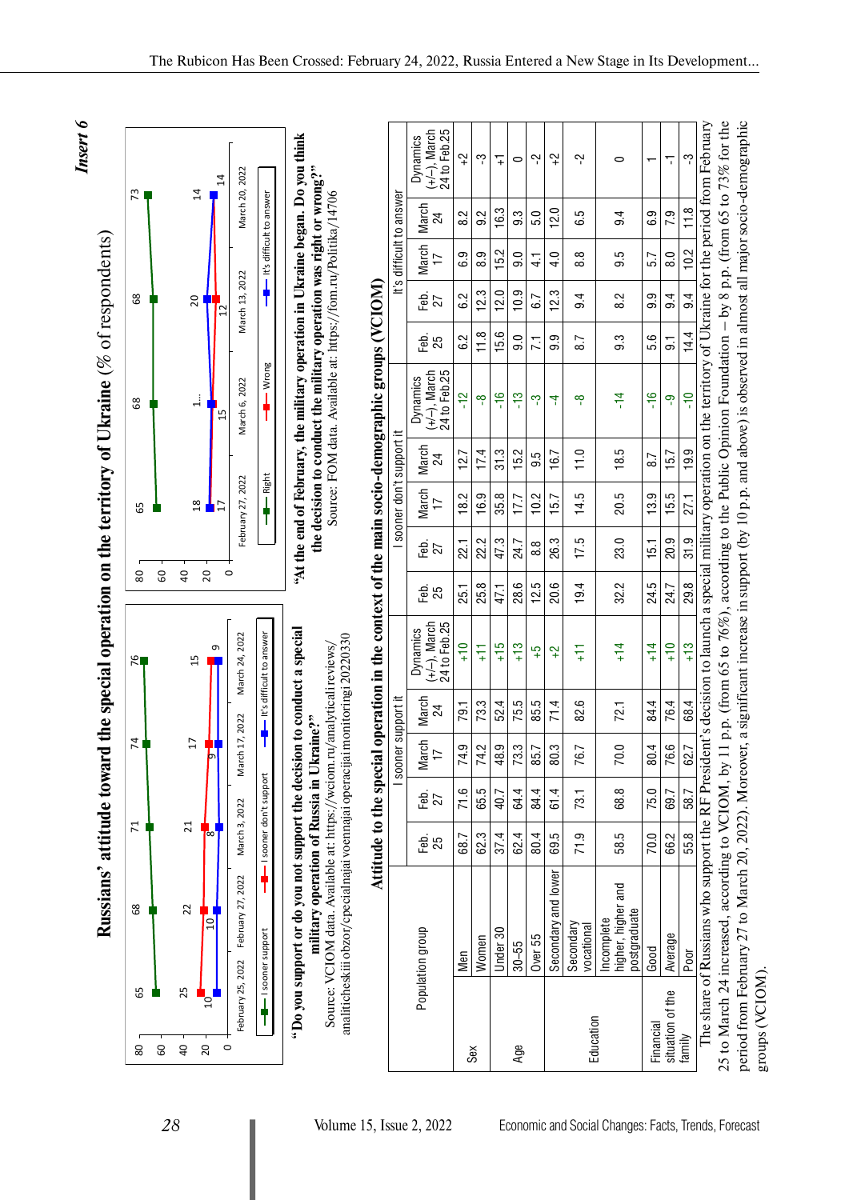*Insert 6*

## Russians' attitude toward the special operation on the territory of Ukraine (% of respondents)

| | February 25, 2022 | February 27, 2022 | March 3, 2022 | March 17, 2022 | March 24, 2022 |
|---|---|---|---|---|---|
| I sooner support | 65 | 68 | 71 | 74 | 76 |
| I sooner don't support | 25 | 22 | 21 | 17 | 15 |
| It's difficult to answer | 10 | 10 | 8 | 9 | 9 |

**"Do you support or do you not support the decision to conduct a special military operation of Russia in Ukraine?"**

Source: VCIOM data. Available at: https://wciom.ru/analytical-reviews/analiticheskii-obzor/specialnaja-voennaja-operacija-monitoring-20220330

| | February 27, 2022 | March 6, 2022 | March 13, 2022 | March 20, 2022 |
|---|---|---|---|---|
| Right | 65 | 68 | 68 | 73 |
| Wrong | 18 | 1... | 12 | 14 |
| It's difficult to answer | 17 | 15 | 20 | 14 |

**"At the end of February, the military operation in Ukraine began. Do you think the decision to conduct the military operation was right or wrong?"**

Source: FOM data. Available at: https://fom.ru/Politika/14706

### Attitude to the special operation in the context of the main socio-demographic groups (VCIOM)

| Population group | | I sooner support it | | | | | I sooner don't support it | | | | | It's difficult to answer | | | | |
|---|---|---|---|---|---|---|---|---|---|---|---|---|---|---|---|---|
| | | Feb. 25 | Feb. 27 | March 17 | March 24 | Dynamics (+/–), March 24 to Feb.25 | Feb. 25 | Feb. 27 | March 17 | March 24 | Dynamics (+/–), March 24 to Feb.25 | Feb. 25 | Feb. 27 | March 17 | March 24 | Dynamics (+/–), March 24 to Feb.25 |
| Sex | Men | 68.7 | 71.6 | 74.9 | 79.1 | +10 | 25.1 | 22.1 | 18.2 | 12.7 | -12 | 6.2 | 6.2 | 6.9 | 8.2 | +2 |
| | Women | 62.3 | 65.5 | 74.2 | 73.3 | +11 | 25.8 | 22.2 | 16.9 | 17.4 | -8 | 11.8 | 12.3 | 8.9 | 9.2 | -3 |
| Age | Under 30 | 37.4 | 40.7 | 48.9 | 52.4 | +15 | 47.1 | 47.3 | 35.8 | 31.3 | -16 | 15.6 | 12.0 | 15.2 | 16.3 | +1 |
| | 30–55 | 62.4 | 64.4 | 73.3 | 75.5 | +13 | 28.6 | 24.7 | 17.7 | 15.2 | -13 | 9.0 | 10.9 | 9.0 | 9.3 | 0 |
| | Over 55 | 80.4 | 84.4 | 85.7 | 85.5 | +5 | 12.5 | 8.8 | 10.2 | 9.5 | -3 | 7.1 | 6.7 | 4.1 | 5.0 | -2 |
| Education | Secondary and lower | 69.5 | 61.4 | 80.3 | 71.4 | +2 | 20.6 | 26.3 | 15.7 | 16.7 | -4 | 9.9 | 12.3 | 4.0 | 12.0 | +2 |
| | Secondary vocational | 71.9 | 73.1 | 76.7 | 82.6 | +11 | 19.4 | 17.5 | 14.5 | 11.0 | -8 | 8.7 | 9.4 | 8.8 | 6.5 | -2 |
| | Incomplete higher, higher and postgraduate | 58.5 | 68.8 | 70.0 | 72.1 | +14 | 32.2 | 23.0 | 20.5 | 18.5 | -14 | 9.3 | 8.2 | 9.5 | 9.4 | 0 |
| Financial situation of the family | Good | 70.0 | 75.0 | 80.4 | 84.4 | +14 | 24.5 | 15.1 | 13.9 | 8.7 | -16 | 5.6 | 9.9 | 5.7 | 6.9 | 1 |
| | Average | 66.2 | 69.7 | 76.6 | 76.4 | +10 | 24.7 | 20.9 | 15.5 | 15.7 | -9 | 9.1 | 9.4 | 8.0 | 7.9 | -1 |
| | Poor | 55.8 | 58.7 | 62.7 | 68.4 | +13 | 29.8 | 31.9 | 27.1 | 19.9 | -10 | 14.4 | 9.4 | 10.2 | 11.8 | -3 |

The share of Russians who support the RF President's decision to launch a special military operation on the territory of Ukraine for the period from February 25 to March 24 increased, according to VCIOM, by 11 p.p. (from 65 to 76%), according to the Public Opinion Foundation – by 8 p.p. (from 65 to 73% for the period from February 27 to March 20, 2022). Moreover, a significant increase in support (by 10 p.p. and above) is observed in almost all major socio-demographic groups (VCIOM).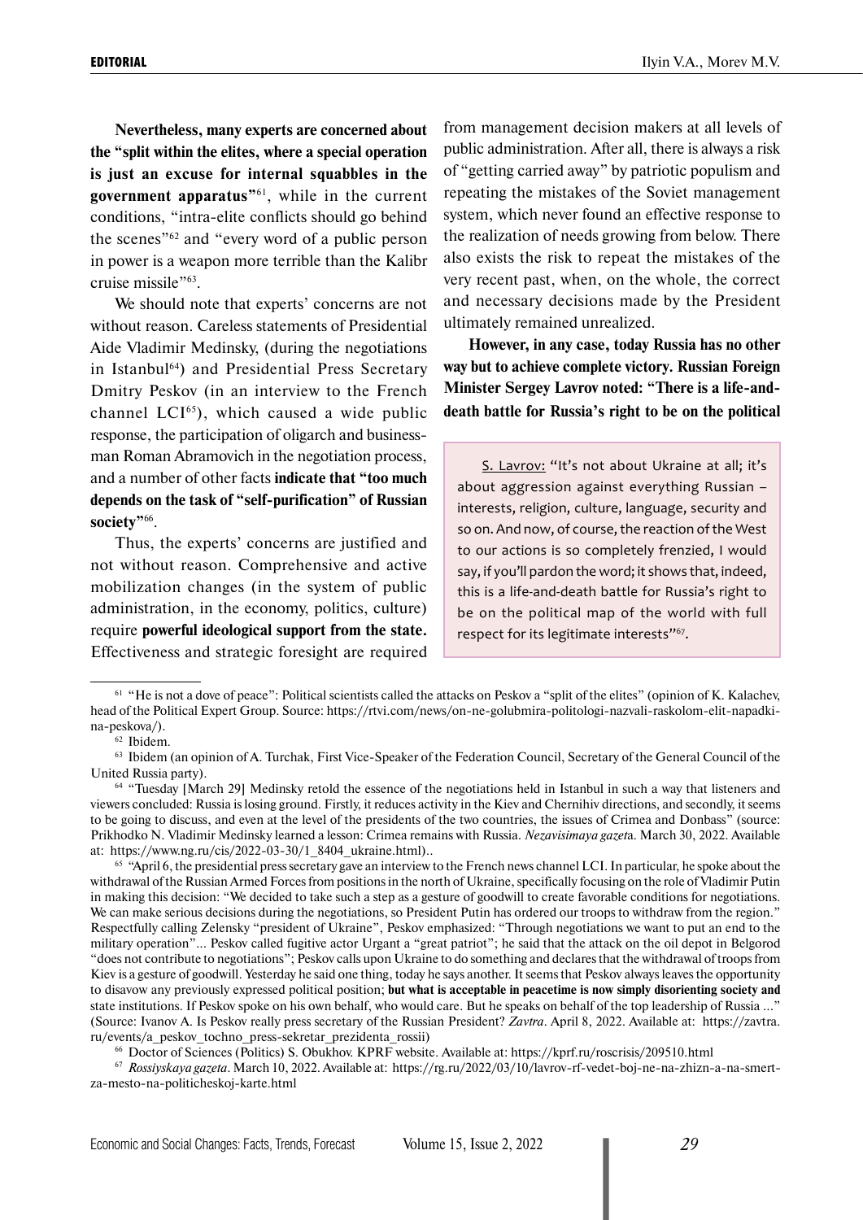**Nevertheless, many experts are concerned about the "split within the elites, where a special operation is just an excuse for internal squabbles in the government apparatus"**[61], while in the current conditions, "intra-elite conflicts should go behind the scenes"[62] and "every word of a public person in power is a weapon more terrible than the Kalibr cruise missile"[63].

We should note that experts' concerns are not without reason. Careless statements of Presidential Aide Vladimir Medinsky, (during the negotiations in Istanbul[64]) and Presidential Press Secretary Dmitry Peskov (in an interview to the French channel LCI[65]), which caused a wide public response, the participation of oligarch and businessman Roman Abramovich in the negotiation process, and a number of other facts **indicate that "too much depends on the task of "self-purification" of Russian society"**[66].

Thus, the experts' concerns are justified and not without reason. Comprehensive and active mobilization changes (in the system of public administration, in the economy, politics, culture) require **powerful ideological support from the state.** Effectiveness and strategic foresight are required from management decision makers at all levels of public administration. After all, there is always a risk of "getting carried away" by patriotic populism and repeating the mistakes of the Soviet management system, which never found an effective response to the realization of needs growing from below. There also exists the risk to repeat the mistakes of the very recent past, when, on the whole, the correct and necessary decisions made by the President ultimately remained unrealized.

**However, in any case, today Russia has no other way but to achieve complete victory. Russian Foreign Minister Sergey Lavrov noted: "There is a life-and-death battle for Russia's right to be on the political**

> S. Lavrov: "It's not about Ukraine at all; it's about aggression against everything Russian – interests, religion, culture, language, security and so on. And now, of course, the reaction of the West to our actions is so completely frenzied, I would say, if you'll pardon the word; it shows that, indeed, this is a life-and-death battle for Russia's right to be on the political map of the world with full respect for its legitimate interests"[67].

---

[61] "He is not a dove of peace": Political scientists called the attacks on Peskov a "split of the elites" (opinion of K. Kalachev, head of the Political Expert Group. Source: https://rtvi.com/news/on-ne-golubmira-politologi-nazvali-raskolom-elit-napadki-na-peskova/).

[62] Ibidem.

[63] Ibidem (an opinion of A. Turchak, First Vice-Speaker of the Federation Council, Secretary of the General Council of the United Russia party).

[64] "Tuesday [March 29] Medinsky retold the essence of the negotiations held in Istanbul in such a way that listeners and viewers concluded: Russia is losing ground. Firstly, it reduces activity in the Kiev and Chernihiv directions, and secondly, it seems to be going to discuss, and even at the level of the presidents of the two countries, the issues of Crimea and Donbass" (source: Prikhodko N. Vladimir Medinsky learned a lesson: Crimea remains with Russia. *Nezavisimaya gazet*a. March 30, 2022. Available at: https://www.ng.ru/cis/2022-03-30/1_8404_ukraine.html)..

[65] "April 6, the presidential press secretary gave an interview to the French news channel LCI. In particular, he spoke about the withdrawal of the Russian Armed Forces from positions in the north of Ukraine, specifically focusing on the role of Vladimir Putin in making this decision: "We decided to take such a step as a gesture of goodwill to create favorable conditions for negotiations. We can make serious decisions during the negotiations, so President Putin has ordered our troops to withdraw from the region." Respectfully calling Zelensky "president of Ukraine", Peskov emphasized: "Through negotiations we want to put an end to the military operation"... Peskov called fugitive actor Urgant a "great patriot"; he said that the attack on the oil depot in Belgorod "does not contribute to negotiations"; Peskov calls upon Ukraine to do something and declares that the withdrawal of troops from Kiev is a gesture of goodwill. Yesterday he said one thing, today he says another. It seems that Peskov always leaves the opportunity to disavow any previously expressed political position; **but what is acceptable in peacetime is now simply disorienting society and** state institutions. If Peskov spoke on his own behalf, who would care. But he speaks on behalf of the top leadership of Russia ..." (Source: Ivanov A. Is Peskov really press secretary of the Russian President? *Zavtra*. April 8, 2022. Available at: https://zavtra.ru/events/a_peskov_tochno_press-sekretar_prezidenta_rossii)

[66] Doctor of Sciences (Politics) S. Obukhov. KPRF website. Available at: https://kprf.ru/roscrisis/209510.html

[67] *Rossiyskaya gazeta*. March 10, 2022. Available at: https://rg.ru/2022/03/10/lavrov-rf-vedet-boj-ne-na-zhizn-a-na-smert-za-mesto-na-politicheskoj-karte.html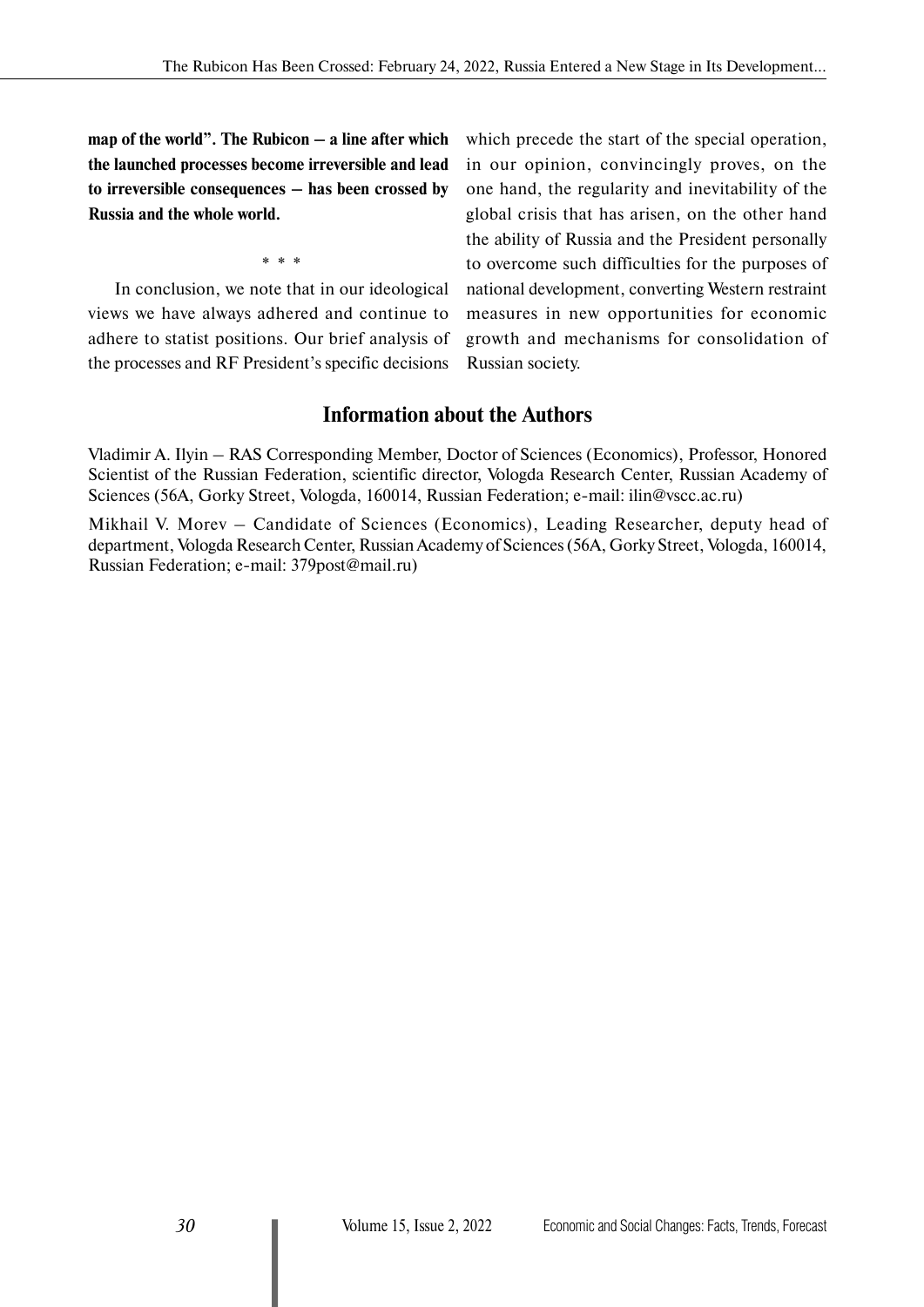**map of the world". The Rubicon – a line after which the launched processes become irreversible and lead to irreversible consequences – has been crossed by Russia and the whole world.**

\* \* \*

In conclusion, we note that in our ideological views we have always adhered and continue to adhere to statist positions. Our brief analysis of the processes and RF President's specific decisions which precede the start of the special operation, in our opinion, convincingly proves, on the one hand, the regularity and inevitability of the global crisis that has arisen, on the other hand the ability of Russia and the President personally to overcome such difficulties for the purposes of national development, converting Western restraint measures in new opportunities for economic growth and mechanisms for consolidation of Russian society.

## Information about the Authors

Vladimir A. Ilyin – RAS Corresponding Member, Doctor of Sciences (Economics), Professor, Honored Scientist of the Russian Federation, scientific director, Vologda Research Center, Russian Academy of Sciences (56A, Gorky Street, Vologda, 160014, Russian Federation; e-mail: ilin@vscc.ac.ru)

Mikhail V. Morev – Candidate of Sciences (Economics), Leading Researcher, deputy head of department, Vologda Research Center, Russian Academy of Sciences (56A, Gorky Street, Vologda, 160014, Russian Federation; e-mail: 379post@mail.ru)